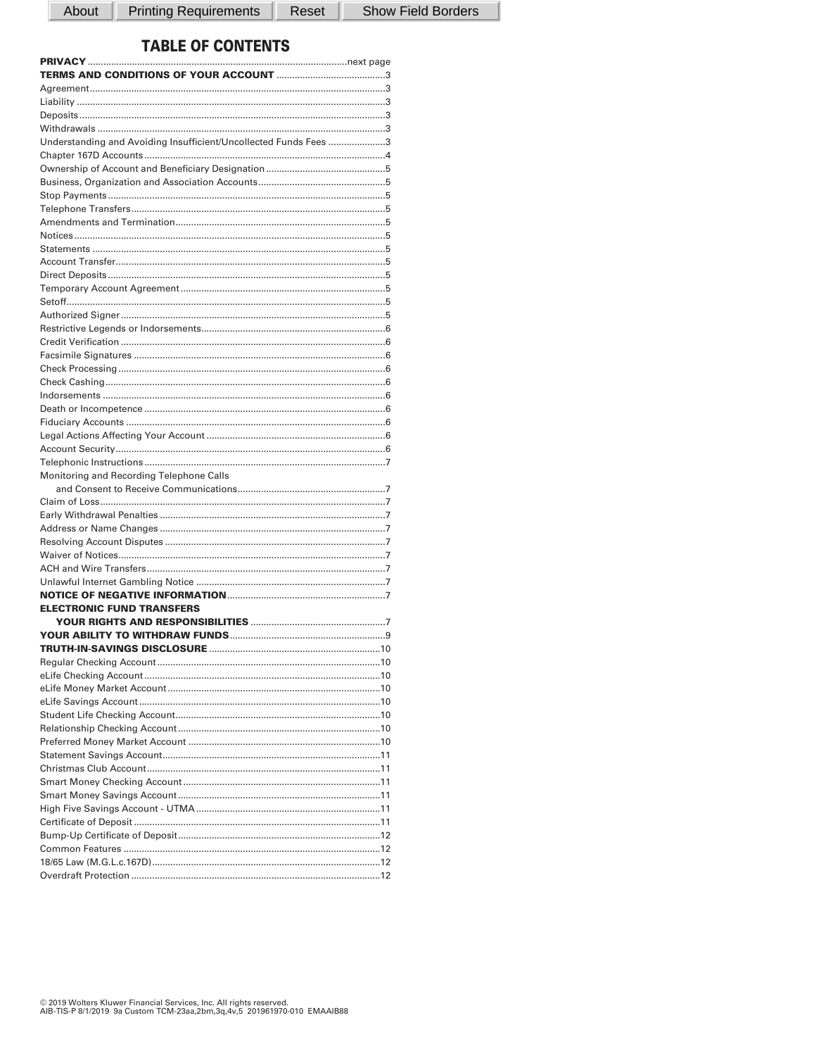About | Printing Requirements | Reset | Show Field Borders

# TABLE OF CONTENTS

**PRIVACY** .......... next page

**TERMS AND CONDITIONS OF YOUR ACCOUNT** .......... 3

Agreement .......... 3
Liability .......... 3
Deposits .......... 3
Withdrawals .......... 3
Understanding and Avoiding Insufficient/Uncollected Funds Fees .......... 3
Chapter 167D Accounts .......... 4
Ownership of Account and Beneficiary Designation .......... 5
Business, Organization and Association Accounts .......... 5
Stop Payments .......... 5
Telephone Transfers .......... 5
Amendments and Termination .......... 5
Notices .......... 5
Statements .......... 5
Account Transfer .......... 5
Direct Deposits .......... 5
Temporary Account Agreement .......... 5
Setoff .......... 5
Authorized Signer .......... 5
Restrictive Legends or Indorsements .......... 6
Credit Verification .......... 6
Facsimile Signatures .......... 6
Check Processing .......... 6
Check Cashing .......... 6
Indorsements .......... 6
Death or Incompetence .......... 6
Fiduciary Accounts .......... 6
Legal Actions Affecting Your Account .......... 6
Account Security .......... 6
Telephonic Instructions .......... 7
Monitoring and Recording Telephone Calls and Consent to Receive Communications .......... 7
Claim of Loss .......... 7
Early Withdrawal Penalties .......... 7
Address or Name Changes .......... 7
Resolving Account Disputes .......... 7
Waiver of Notices .......... 7
ACH and Wire Transfers .......... 7
Unlawful Internet Gambling Notice .......... 7

**NOTICE OF NEGATIVE INFORMATION** .......... 7

**ELECTRONIC FUND TRANSFERS YOUR RIGHTS AND RESPONSIBILITIES** .......... 7

**YOUR ABILITY TO WITHDRAW FUNDS** .......... 9

**TRUTH-IN-SAVINGS DISCLOSURE** .......... 10

Regular Checking Account .......... 10
eLife Checking Account .......... 10
eLife Money Market Account .......... 10
eLife Savings Account .......... 10
Student Life Checking Account .......... 10
Relationship Checking Account .......... 10
Preferred Money Market Account .......... 10
Statement Savings Account .......... 11
Christmas Club Account .......... 11
Smart Money Checking Account .......... 11
Smart Money Savings Account .......... 11
High Five Savings Account - UTMA .......... 11
Certificate of Deposit .......... 11
Bump-Up Certificate of Deposit .......... 12
Common Features .......... 12
18/65 Law (M.G.L.c.167D) .......... 12
Overdraft Protection .......... 12

© 2019 Wolters Kluwer Financial Services, Inc. All rights reserved.
AIB-TIS-P 8/1/2019 9a Custom TCM-23aa,2bm,3q,4v,5 201961970-010 EMAAIB88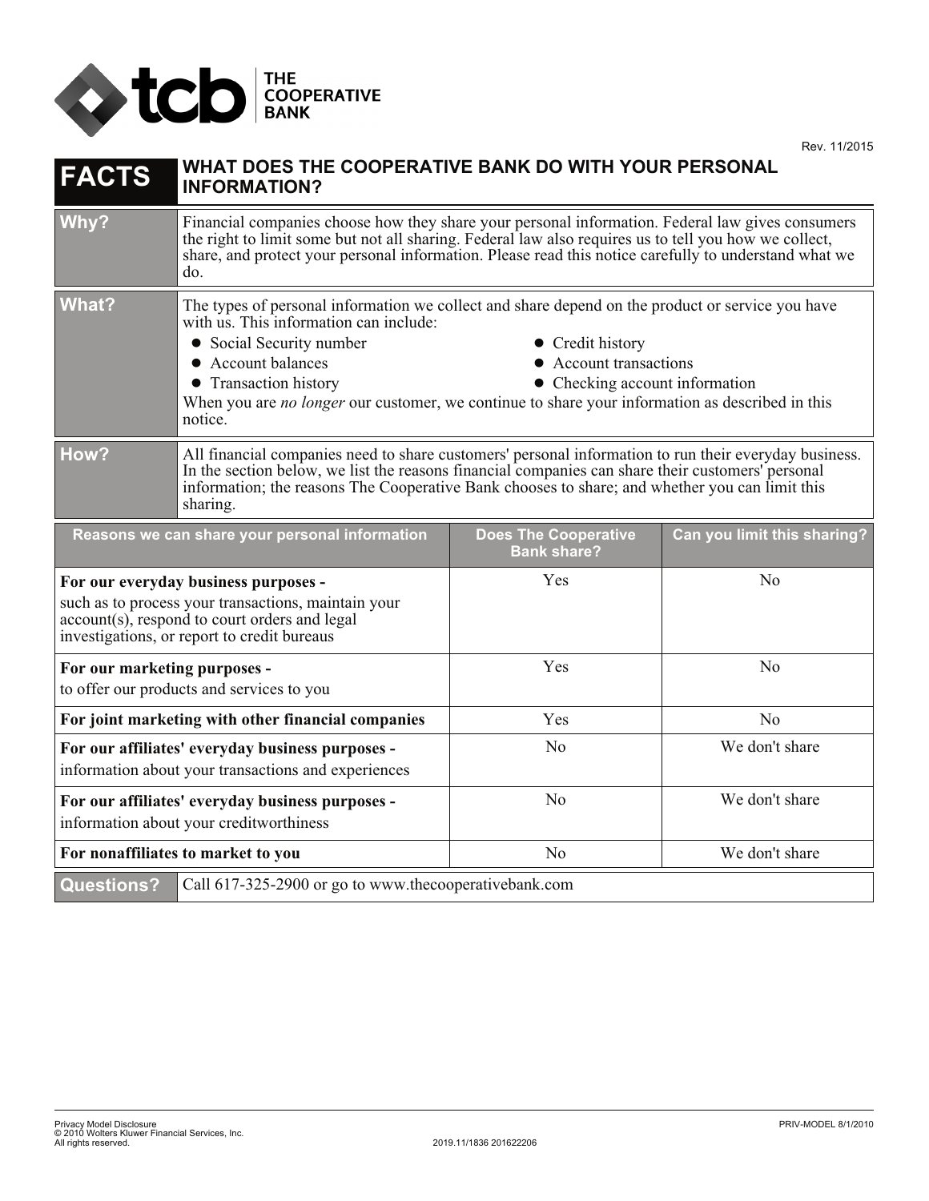THE COOPERATIVE BANK

Rev. 11/2015

# FACTS — WHAT DOES THE COOPERATIVE BANK DO WITH YOUR PERSONAL INFORMATION?

| | |
|---|---|
| **Why?** | Financial companies choose how they share your personal information. Federal law gives consumers the right to limit some but not all sharing. Federal law also requires us to tell you how we collect, share, and protect your personal information. Please read this notice carefully to understand what we do. |
| **What?** | The types of personal information we collect and share depend on the product or service you have with us. This information can include:<br>• Social Security number<br>• Account balances<br>• Transaction history<br>• Credit history<br>• Account transactions<br>• Checking account information<br>When you are *no longer* our customer, we continue to share your information as described in this notice. |
| **How?** | All financial companies need to share customers' personal information to run their everyday business. In the section below, we list the reasons financial companies can share their customers' personal information; the reasons The Cooperative Bank chooses to share; and whether you can limit this sharing. |

| Reasons we can share your personal information | Does The Cooperative Bank share? | Can you limit this sharing? |
|---|---|---|
| **For our everyday business purposes -** such as to process your transactions, maintain your account(s), respond to court orders and legal investigations, or report to credit bureaus | Yes | No |
| **For our marketing purposes -** to offer our products and services to you | Yes | No |
| **For joint marketing with other financial companies** | Yes | No |
| **For our affiliates' everyday business purposes -** information about your transactions and experiences | No | We don't share |
| **For our affiliates' everyday business purposes -** information about your creditworthiness | No | We don't share |
| **For nonaffiliates to market to you** | No | We don't share |

| | |
|---|---|
| **Questions?** | Call 617-325-2900 or go to www.thecooperativebank.com |

Privacy Model Disclosure
© 2010 Wolters Kluwer Financial Services, Inc.
All rights reserved.
2019.11/1836 201622206
PRIV-MODEL 8/1/2010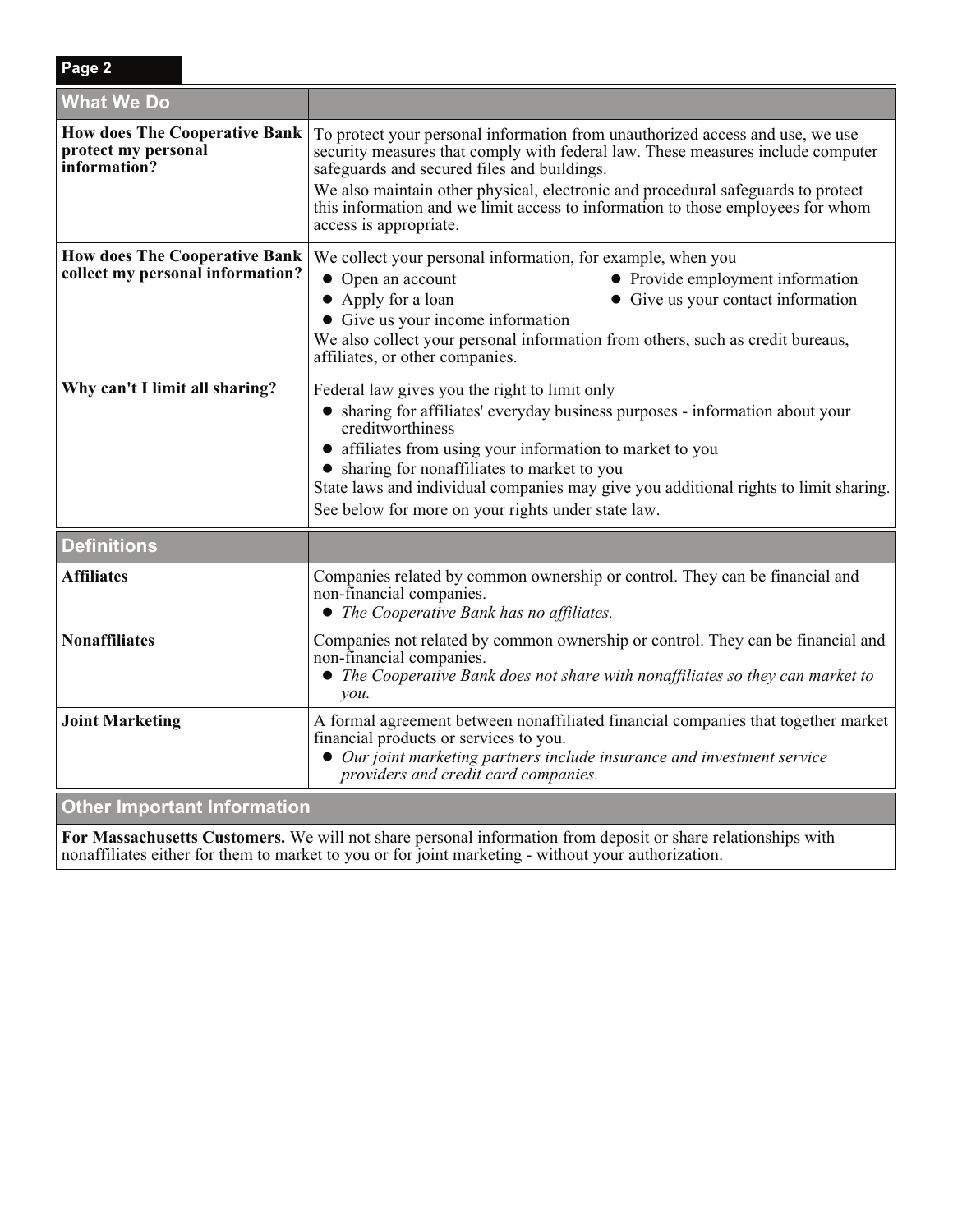| What We Do | |
|---|---|
| **How does The Cooperative Bank protect my personal information?** | To protect your personal information from unauthorized access and use, we use security measures that comply with federal law. These measures include computer safeguards and secured files and buildings.<br>We also maintain other physical, electronic and procedural safeguards to protect this information and we limit access to information to those employees for whom access is appropriate. |
| **How does The Cooperative Bank collect my personal information?** | We collect your personal information, for example, when you<br>● Open an account<br>● Provide employment information<br>● Apply for a loan<br>● Give us your contact information<br>● Give us your income information<br>We also collect your personal information from others, such as credit bureaus, affiliates, or other companies. |
| **Why can't I limit all sharing?** | Federal law gives you the right to limit only<br>● sharing for affiliates' everyday business purposes - information about your creditworthiness<br>● affiliates from using your information to market to you<br>● sharing for nonaffiliates to market to you<br>State laws and individual companies may give you additional rights to limit sharing.<br>See below for more on your rights under state law. |

| Definitions | |
|---|---|
| **Affiliates** | Companies related by common ownership or control. They can be financial and non-financial companies.<br>● *The Cooperative Bank has no affiliates.* |
| **Nonaffiliates** | Companies not related by common ownership or control. They can be financial and non-financial companies.<br>● *The Cooperative Bank does not share with nonaffiliates so they can market to you.* |
| **Joint Marketing** | A formal agreement between nonaffiliated financial companies that together market financial products or services to you.<br>● *Our joint marketing partners include insurance and investment service providers and credit card companies.* |

## Other Important Information

**For Massachusetts Customers.** We will not share personal information from deposit or share relationships with nonaffiliates either for them to market to you or for joint marketing - without your authorization.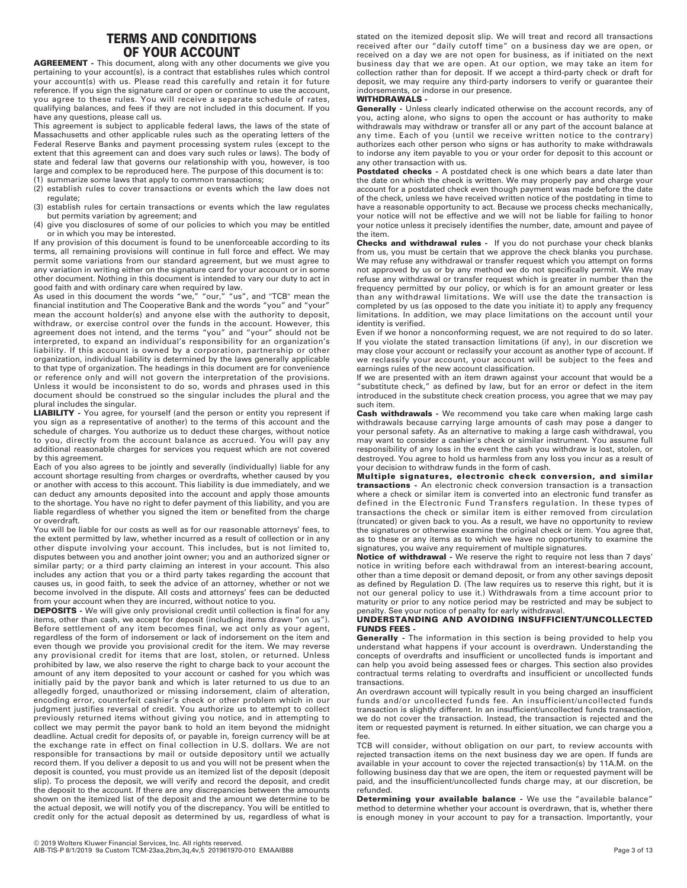# TERMS AND CONDITIONS OF YOUR ACCOUNT

**AGREEMENT -** This document, along with any other documents we give you pertaining to your account(s), is a contract that establishes rules which control your account(s) with us. Please read this carefully and retain it for future reference. If you sign the signature card or open or continue to use the account, you agree to these rules. You will receive a separate schedule of rates, qualifying balances, and fees if they are not included in this document. If you have any questions, please call us.

This agreement is subject to applicable federal laws, the laws of the state of Massachusetts and other applicable rules such as the operating letters of the Federal Reserve Banks and payment processing system rules (except to the extent that this agreement can and does vary such rules or laws). The body of state and federal law that governs our relationship with you, however, is too large and complex to be reproduced here. The purpose of this document is to:

(1) summarize some laws that apply to common transactions;
(2) establish rules to cover transactions or events which the law does not regulate;
(3) establish rules for certain transactions or events which the law regulates but permits variation by agreement; and
(4) give you disclosures of some of our policies to which you may be entitled or in which you may be interested.

If any provision of this document is found to be unenforceable according to its terms, all remaining provisions will continue in full force and effect. We may permit some variations from our standard agreement, but we must agree to any variation in writing either on the signature card for your account or in some other document. Nothing in this document is intended to vary our duty to act in good faith and with ordinary care when required by law.

As used in this document the words "we," "our," "us", and "TCB" mean the financial institution and The Cooperative Bank and the words "you" and "your" mean the account holder(s) and anyone else with the authority to deposit, withdraw, or exercise control over the funds in the account. However, this agreement does not intend, and the terms "you" and "your" should not be interpreted, to expand an individual's responsibility for an organization's liability. If this account is owned by a corporation, partnership or other organization, individual liability is determined by the laws generally applicable to that type of organization. The headings in this document are for convenience or reference only and will not govern the interpretation of the provisions. Unless it would be inconsistent to do so, words and phrases used in this document should be construed so the singular includes the plural and the plural includes the singular.

**LIABILITY -** You agree, for yourself (and the person or entity you represent if you sign as a representative of another) to the terms of this account and the schedule of charges. You authorize us to deduct these charges, without notice to you, directly from the account balance as accrued. You will pay any additional reasonable charges for services you request which are not covered by this agreement.

Each of you also agrees to be jointly and severally (individually) liable for any account shortage resulting from charges or overdrafts, whether caused by you or another with access to this account. This liability is due immediately, and we can deduct any amounts deposited into the account and apply those amounts to the shortage. You have no right to defer payment of this liability, and you are liable regardless of whether you signed the item or benefited from the charge or overdraft.

You will be liable for our costs as well as for our reasonable attorneys' fees, to the extent permitted by law, whether incurred as a result of collection or in any other dispute involving your account. This includes, but is not limited to, disputes between you and another joint owner; you and an authorized signer or similar party; or a third party claiming an interest in your account. This also includes any action that you or a third party takes regarding the account that causes us, in good faith, to seek the advice of an attorney, whether or not we become involved in the dispute. All costs and attorneys' fees can be deducted from your account when they are incurred, without notice to you.

**DEPOSITS -** We will give only provisional credit until collection is final for any items, other than cash, we accept for deposit (including items drawn "on us"). Before settlement of any item becomes final, we act only as your agent, regardless of the form of indorsement or lack of indorsement on the item and even though we provide you provisional credit for the item. We may reverse any provisional credit for items that are lost, stolen, or returned. Unless prohibited by law, we also reserve the right to charge back to your account the amount of any item deposited to your account or cashed for you which was initially paid by the payor bank and which is later returned to us due to an allegedly forged, unauthorized or missing indorsement, claim of alteration, encoding error, counterfeit cashier's check or other problem which in our judgment justifies reversal of credit. You authorize us to attempt to collect previously returned items without giving you notice, and in attempting to collect we may permit the payor bank to hold an item beyond the midnight deadline. Actual credit for deposits of, or payable in, foreign currency will be at the exchange rate in effect on final collection in U.S. dollars. We are not responsible for transactions by mail or outside depository until we actually record them. If you deliver a deposit to us and you will not be present when the deposit is counted, you must provide us an itemized list of the deposit (deposit slip). To process the deposit, we will verify and record the deposit, and credit the deposit to the account. If there are any discrepancies between the amounts shown on the itemized list of the deposit and the amount we determine to be the actual deposit, we will notify you of the discrepancy. You will be entitled to credit only for the actual deposit as determined by us, regardless of what is stated on the itemized deposit slip. We will treat and record all transactions received after our "daily cutoff time" on a business day we are open, or received on a day we are not open for business, as if initiated on the next business day that we are open. At our option, we may take an item for collection rather than for deposit. If we accept a third-party check or draft for deposit, we may require any third-party indorsers to verify or guarantee their indorsements, or indorse in our presence.

**WITHDRAWALS -**

**Generally -** Unless clearly indicated otherwise on the account records, any of you, acting alone, who signs to open the account or has authority to make withdrawals may withdraw or transfer all or any part of the account balance at any time. Each of you (until we receive written notice to the contrary) authorizes each other person who signs or has authority to make withdrawals to indorse any item payable to you or your order for deposit to this account or any other transaction with us.

**Postdated checks -** A postdated check is one which bears a date later than the date on which the check is written. We may properly pay and charge your account for a postdated check even though payment was made before the date of the check, unless we have received written notice of the postdating in time to have a reasonable opportunity to act. Because we process checks mechanically, your notice will not be effective and we will not be liable for failing to honor your notice unless it precisely identifies the number, date, amount and payee of the item.

**Checks and withdrawal rules -** If you do not purchase your check blanks from us, you must be certain that we approve the check blanks you purchase. We may refuse any withdrawal or transfer request which you attempt on forms not approved by us or by any method we do not specifically permit. We may refuse any withdrawal or transfer request which is greater in number than the frequency permitted by our policy, or which is for an amount greater or less than any withdrawal limitations. We will use the date the transaction is completed by us (as opposed to the date you initiate it) to apply any frequency limitations. In addition, we may place limitations on the account until your identity is verified.

Even if we honor a nonconforming request, we are not required to do so later. If you violate the stated transaction limitations (if any), in our discretion we may close your account or reclassify your account as another type of account. If we reclassify your account, your account will be subject to the fees and earnings rules of the new account classification.

If we are presented with an item drawn against your account that would be a "substitute check," as defined by law, but for an error or defect in the item introduced in the substitute check creation process, you agree that we may pay such item.

**Cash withdrawals -** We recommend you take care when making large cash withdrawals because carrying large amounts of cash may pose a danger to your personal safety. As an alternative to making a large cash withdrawal, you may want to consider a cashier's check or similar instrument. You assume full responsibility of any loss in the event the cash you withdraw is lost, stolen, or destroyed. You agree to hold us harmless from any loss you incur as a result of your decision to withdraw funds in the form of cash.

**Multiple signatures, electronic check conversion, and similar transactions -** An electronic check conversion transaction is a transaction where a check or similar item is converted into an electronic fund transfer as defined in the Electronic Fund Transfers regulation. In these types of transactions the check or similar item is either removed from circulation (truncated) or given back to you. As a result, we have no opportunity to review the signatures or otherwise examine the original check or item. You agree that, as to these or any items as to which we have no opportunity to examine the signatures, you waive any requirement of multiple signatures.

**Notice of withdrawal -** We reserve the right to require not less than 7 days' notice in writing before each withdrawal from an interest-bearing account, other than a time deposit or demand deposit, or from any other savings deposit as defined by Regulation D. (The law requires us to reserve this right, but it is not our general policy to use it.) Withdrawals from a time account prior to maturity or prior to any notice period may be restricted and may be subject to penalty. See your notice of penalty for early withdrawal.

**UNDERSTANDING AND AVOIDING INSUFFICIENT/UNCOLLECTED FUNDS FEES -**

**Generally -** The information in this section is being provided to help you understand what happens if your account is overdrawn. Understanding the concepts of overdrafts and insufficient or uncollected funds is important and can help you avoid being assessed fees or charges. This section also provides contractual terms relating to overdrafts and insufficient or uncollected funds transactions.

An overdrawn account will typically result in you being charged an insufficient funds and/or uncollected funds fee. An insufficient/uncollected funds transaction is slightly different. In an insufficient/uncollected funds transaction, we do not cover the transaction. Instead, the transaction is rejected and the item or requested payment is returned. In either situation, we can charge you a fee.

TCB will consider, without obligation on our part, to review accounts with rejected transaction items on the next business day we are open. If funds are available in your account to cover the rejected transaction(s) by 11A.M. on the following business day that we are open, the item or requested payment will be paid, and the insufficient/uncollected funds charge may, at our discretion, be refunded.

**Determining your available balance -** We use the "available balance" method to determine whether your account is overdrawn, that is, whether there is enough money in your account to pay for a transaction. Importantly, your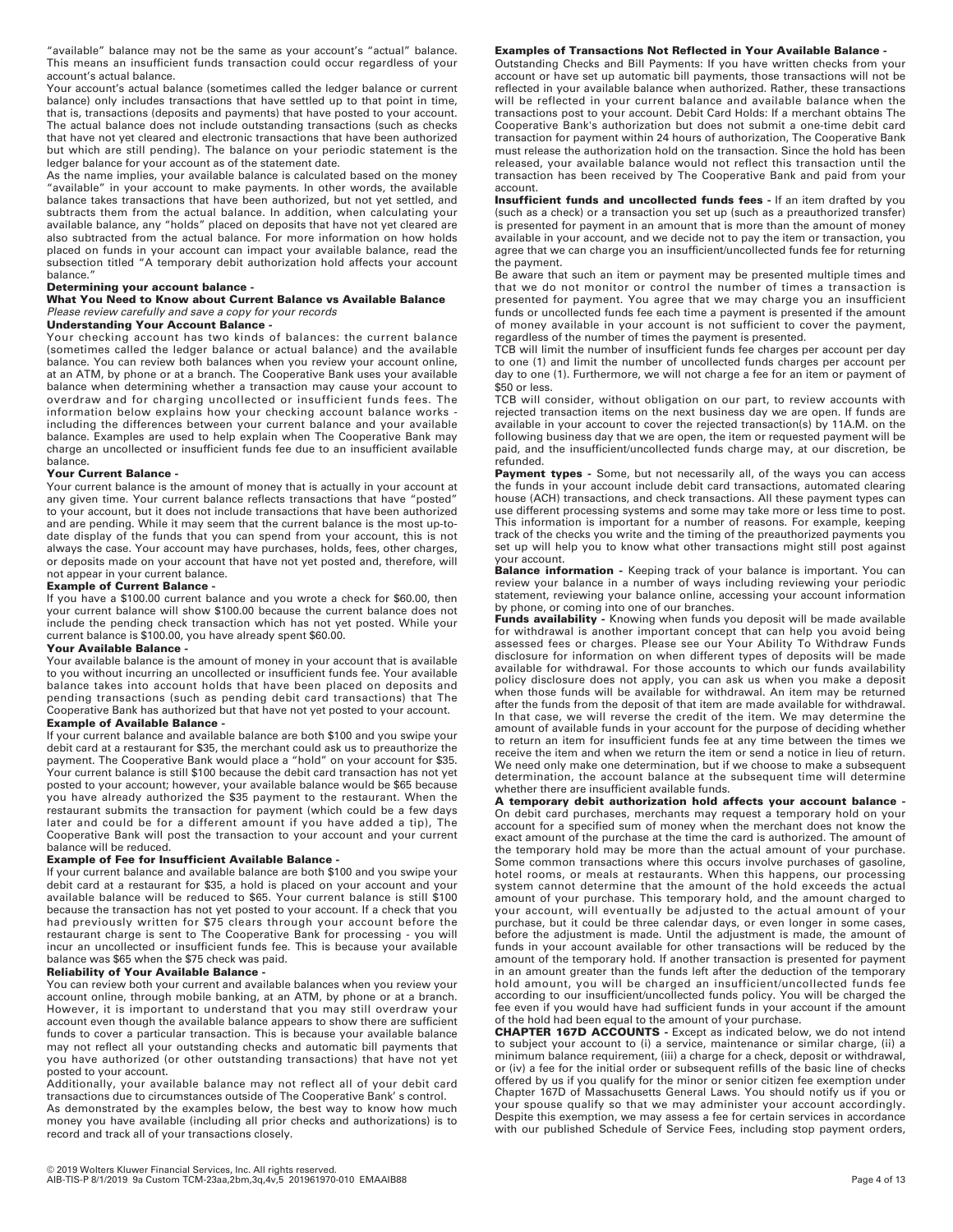"available" balance may not be the same as your account's "actual" balance. This means an insufficient funds transaction could occur regardless of your account's actual balance.

Your account's actual balance (sometimes called the ledger balance or current balance) only includes transactions that have settled up to that point in time, that is, transactions (deposits and payments) that have posted to your account. The actual balance does not include outstanding transactions (such as checks that have not yet cleared and electronic transactions that have been authorized but which are still pending). The balance on your periodic statement is the ledger balance for your account as of the statement date.

As the name implies, your available balance is calculated based on the money "available" in your account to make payments. In other words, the available balance takes transactions that have been authorized, but not yet settled, and subtracts them from the actual balance. In addition, when calculating your available balance, any "holds" placed on deposits that have not yet cleared are also subtracted from the actual balance. For more information on how holds placed on funds in your account can impact your available balance, read the subsection titled "A temporary debit authorization hold affects your account balance."

**Determining your account balance -**

**What You Need to Know about Current Balance vs Available Balance**

*Please review carefully and save a copy for your records*

**Understanding Your Account Balance -**

Your checking account has two kinds of balances: the current balance (sometimes called the ledger balance or actual balance) and the available balance. You can review both balances when you review your account online, at an ATM, by phone or at a branch. The Cooperative Bank uses your available balance when determining whether a transaction may cause your account to overdraw and for charging uncollected or insufficient funds fees. The information below explains how your checking account balance works - including the differences between your current balance and your available balance. Examples are used to help explain when The Cooperative Bank may charge an uncollected or insufficient funds fee due to an insufficient available balance.

**Your Current Balance -**

Your current balance is the amount of money that is actually in your account at any given time. Your current balance reflects transactions that have "posted" to your account, but it does not include transactions that have been authorized and are pending. While it may seem that the current balance is the most up-to-date display of the funds that you can spend from your account, this is not always the case. Your account may have purchases, holds, fees, other charges, or deposits made on your account that have not yet posted and, therefore, will not appear in your current balance.

**Example of Current Balance -**

If you have a $100.00 current balance and you wrote a check for $60.00, then your current balance will show $100.00 because the current balance does not include the pending check transaction which has not yet posted. While your current balance is $100.00, you have already spent $60.00.

**Your Available Balance -**

Your available balance is the amount of money in your account that is available to you without incurring an uncollected or insufficient funds fee. Your available balance takes into account holds that have been placed on deposits and pending transactions (such as pending debit card transactions) that The Cooperative Bank has authorized but that have not yet posted to your account.

**Example of Available Balance -**

If your current balance and available balance are both $100 and you swipe your debit card at a restaurant for $35, the merchant could ask us to preauthorize the payment. The Cooperative Bank would place a "hold" on your account for $35. Your current balance is still $100 because the debit card transaction has not yet posted to your account; however, your available balance would be $65 because you have already authorized the $35 payment to the restaurant. When the restaurant submits the transaction for payment (which could be a few days later and could be for a different amount if you have added a tip), The Cooperative Bank will post the transaction to your account and your current balance will be reduced.

**Example of Fee for Insufficient Available Balance -**

If your current balance and available balance are both $100 and you swipe your debit card at a restaurant for $35, a hold is placed on your account and your available balance will be reduced to $65. Your current balance is still $100 because the transaction has not yet posted to your account. If a check that you had previously written for $75 clears through your account before the restaurant charge is sent to The Cooperative Bank for processing - you will incur an uncollected or insufficient funds fee. This is because your available balance was $65 when the $75 check was paid.

**Reliability of Your Available Balance -**

You can review both your current and available balances when you review your account online, through mobile banking, at an ATM, by phone or at a branch. However, it is important to understand that you may still overdraw your account even though the available balance appears to show there are sufficient funds to cover a particular transaction. This is because your available balance may not reflect all your outstanding checks and automatic bill payments that you have authorized (or other outstanding transactions) that have not yet posted to your account.

Additionally, your available balance may not reflect all of your debit card transactions due to circumstances outside of The Cooperative Bank' s control.

As demonstrated by the examples below, the best way to know how much money you have available (including all prior checks and authorizations) is to record and track all of your transactions closely.

**Examples of Transactions Not Reflected in Your Available Balance -**

Outstanding Checks and Bill Payments: If you have written checks from your account or have set up automatic bill payments, those transactions will not be reflected in your available balance when authorized. Rather, these transactions will be reflected in your current balance and available balance when the transactions post to your account. Debit Card Holds: If a merchant obtains The Cooperative Bank's authorization but does not submit a one-time debit card transaction for payment within 24 hours of authorization, The Cooperative Bank must release the authorization hold on the transaction. Since the hold has been released, your available balance would not reflect this transaction until the transaction has been received by The Cooperative Bank and paid from your account.

**Insufficient funds and uncollected funds fees -** If an item drafted by you (such as a check) or a transaction you set up (such as a preauthorized transfer) is presented for payment in an amount that is more than the amount of money available in your account, and we decide not to pay the item or transaction, you agree that we can charge you an insufficient/uncollected funds fee for returning the payment.

Be aware that such an item or payment may be presented multiple times and that we do not monitor or control the number of times a transaction is presented for payment. You agree that we may charge you an insufficient funds or uncollected funds fee each time a payment is presented if the amount of money available in your account is not sufficient to cover the payment, regardless of the number of times the payment is presented.

TCB will limit the number of insufficient funds fee charges per account per day to one (1) and limit the number of uncollected funds charges per account per day to one (1). Furthermore, we will not charge a fee for an item or payment of $50 or less.

TCB will consider, without obligation on our part, to review accounts with rejected transaction items on the next business day we are open. If funds are available in your account to cover the rejected transaction(s) by 11A.M. on the following business day that we are open, the item or requested payment will be paid, and the insufficient/uncollected funds charge may, at our discretion, be refunded.

**Payment types -** Some, but not necessarily all, of the ways you can access the funds in your account include debit card transactions, automated clearing house (ACH) transactions, and check transactions. All these payment types can use different processing systems and some may take more or less time to post. This information is important for a number of reasons. For example, keeping track of the checks you write and the timing of the preauthorized payments you set up will help you to know what other transactions might still post against your account.

**Balance information -** Keeping track of your balance is important. You can review your balance in a number of ways including reviewing your periodic statement, reviewing your balance online, accessing your account information by phone, or coming into one of our branches.

**Funds availability -** Knowing when funds you deposit will be made available for withdrawal is another important concept that can help you avoid being assessed fees or charges. Please see our Your Ability To Withdraw Funds disclosure for information on when different types of deposits will be made available for withdrawal. For those accounts to which our funds availability policy disclosure does not apply, you can ask us when you make a deposit when those funds will be available for withdrawal. An item may be returned after the funds from the deposit of that item are made available for withdrawal. In that case, we will reverse the credit of the item. We may determine the amount of available funds in your account for the purpose of deciding whether to return an item for insufficient funds fee at any time between the times we receive the item and when we return the item or send a notice in lieu of return. We need only make one determination, but if we choose to make a subsequent determination, the account balance at the subsequent time will determine whether there are insufficient available funds.

**A temporary debit authorization hold affects your account balance -** On debit card purchases, merchants may request a temporary hold on your account for a specified sum of money when the merchant does not know the exact amount of the purchase at the time the card is authorized. The amount of the temporary hold may be more than the actual amount of your purchase. Some common transactions where this occurs involve purchases of gasoline, hotel rooms, or meals at restaurants. When this happens, our processing system cannot determine that the amount of the hold exceeds the actual amount of your purchase. This temporary hold, and the amount charged to your account, will eventually be adjusted to the actual amount of your purchase, but it could be three calendar days, or even longer in some cases, before the adjustment is made. Until the adjustment is made, the amount of funds in your account available for other transactions will be reduced by the amount of the temporary hold. If another transaction is presented for payment in an amount greater than the funds left after the deduction of the temporary hold amount, you will be charged an insufficient/uncollected funds fee according to our insufficient/uncollected funds policy. You will be charged the fee even if you would have had sufficient funds in your account if the amount of the hold had been equal to the amount of your purchase.

**CHAPTER 167D ACCOUNTS -** Except as indicated below, we do not intend to subject your account to (i) a service, maintenance or similar charge, (ii) a minimum balance requirement, (iii) a charge for a check, deposit or withdrawal, or (iv) a fee for the initial order or subsequent refills of the basic line of checks offered by us if you qualify for the minor or senior citizen fee exemption under Chapter 167D of Massachusetts General Laws. You should notify us if you or your spouse qualify so that we may administer your account accordingly. Despite this exemption, we may assess a fee for certain services in accordance with our published Schedule of Service Fees, including stop payment orders,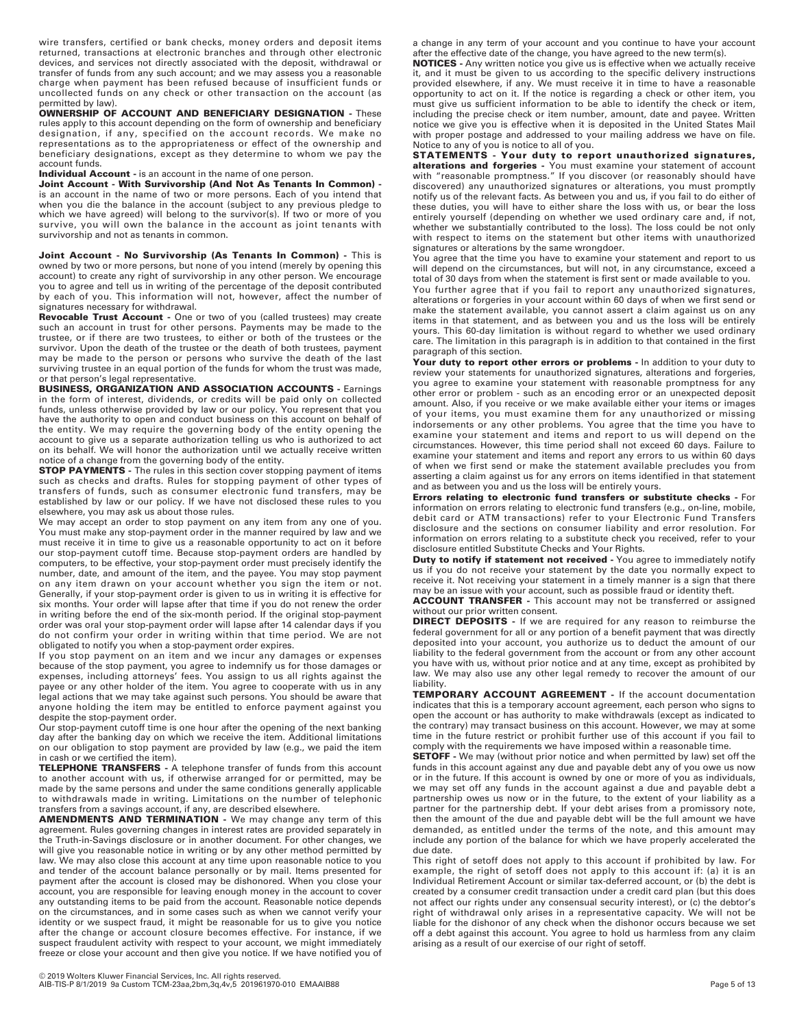wire transfers, certified or bank checks, money orders and deposit items returned, transactions at electronic branches and through other electronic devices, and services not directly associated with the deposit, withdrawal or transfer of funds from any such account; and we may assess you a reasonable charge when payment has been refused because of insufficient funds or uncollected funds on any check or other transaction on the account (as permitted by law).

**OWNERSHIP OF ACCOUNT AND BENEFICIARY DESIGNATION -** These rules apply to this account depending on the form of ownership and beneficiary designation, if any, specified on the account records. We make no representations as to the appropriateness or effect of the ownership and beneficiary designations, except as they determine to whom we pay the account funds.

**Individual Account -** is an account in the name of one person.

**Joint Account - With Survivorship (And Not As Tenants In Common) -** is an account in the name of two or more persons. Each of you intend that when you die the balance in the account (subject to any previous pledge to which we have agreed) will belong to the survivor(s). If two or more of you survive, you will own the balance in the account as joint tenants with survivorship and not as tenants in common.

**Joint Account - No Survivorship (As Tenants In Common) -** This is owned by two or more persons, but none of you intend (merely by opening this account) to create any right of survivorship in any other person. We encourage you to agree and tell us in writing of the percentage of the deposit contributed by each of you. This information will not, however, affect the number of signatures necessary for withdrawal.

**Revocable Trust Account -** One or two of you (called trustees) may create such an account in trust for other persons. Payments may be made to the trustee, or if there are two trustees, to either or both of the trustees or the survivor. Upon the death of the trustee or the death of both trustees, payment may be made to the person or persons who survive the death of the last surviving trustee in an equal portion of the funds for whom the trust was made, or that person's legal representative.

**BUSINESS, ORGANIZATION AND ASSOCIATION ACCOUNTS -** Earnings in the form of interest, dividends, or credits will be paid only on collected funds, unless otherwise provided by law or our policy. You represent that you have the authority to open and conduct business on this account on behalf of the entity. We may require the governing body of the entity opening the account to give us a separate authorization telling us who is authorized to act on its behalf. We will honor the authorization until we actually receive written notice of a change from the governing body of the entity.

**STOP PAYMENTS -** The rules in this section cover stopping payment of items such as checks and drafts. Rules for stopping payment of other types of transfers of funds, such as consumer electronic fund transfers, may be established by law or our policy. If we have not disclosed these rules to you elsewhere, you may ask us about those rules.

We may accept an order to stop payment on any item from any one of you. You must make any stop-payment order in the manner required by law and we must receive it in time to give us a reasonable opportunity to act on it before our stop-payment cutoff time. Because stop-payment orders are handled by computers, to be effective, your stop-payment order must precisely identify the number, date, and amount of the item, and the payee. You may stop payment on any item drawn on your account whether you sign the item or not. Generally, if your stop-payment order is given to us in writing it is effective for six months. Your order will lapse after that time if you do not renew the order in writing before the end of the six-month period. If the original stop-payment order was oral your stop-payment order will lapse after 14 calendar days if you do not confirm your order in writing within that time period. We are not obligated to notify you when a stop-payment order expires.

If you stop payment on an item and we incur any damages or expenses because of the stop payment, you agree to indemnify us for those damages or expenses, including attorneys' fees. You assign to us all rights against the payee or any other holder of the item. You agree to cooperate with us in any legal actions that we may take against such persons. You should be aware that anyone holding the item may be entitled to enforce payment against you despite the stop-payment order.

Our stop-payment cutoff time is one hour after the opening of the next banking day after the banking day on which we receive the item. Additional limitations on our obligation to stop payment are provided by law (e.g., we paid the item in cash or we certified the item).

**TELEPHONE TRANSFERS -** A telephone transfer of funds from this account to another account with us, if otherwise arranged for or permitted, may be made by the same persons and under the same conditions generally applicable to withdrawals made in writing. Limitations on the number of telephonic transfers from a savings account, if any, are described elsewhere.

**AMENDMENTS AND TERMINATION -** We may change any term of this agreement. Rules governing changes in interest rates are provided separately in the Truth-in-Savings disclosure or in another document. For other changes, we will give you reasonable notice in writing or by any other method permitted by law. We may also close this account at any time upon reasonable notice to you and tender of the account balance personally or by mail. Items presented for payment after the account is closed may be dishonored. When you close your account, you are responsible for leaving enough money in the account to cover any outstanding items to be paid from the account. Reasonable notice depends on the circumstances, and in some cases such as when we cannot verify your identity or we suspect fraud, it might be reasonable for us to give you notice after the change or account closure becomes effective. For instance, if we suspect fraudulent activity with respect to your account, we might immediately freeze or close your account and then give you notice. If we have notified you of a change in any term of your account and you continue to have your account after the effective date of the change, you have agreed to the new term(s).

**NOTICES -** Any written notice you give us is effective when we actually receive it, and it must be given to us according to the specific delivery instructions provided elsewhere, if any. We must receive it in time to have a reasonable opportunity to act on it. If the notice is regarding a check or other item, you must give us sufficient information to be able to identify the check or item, including the precise check or item number, amount, date and payee. Written notice we give you is effective when it is deposited in the United States Mail with proper postage and addressed to your mailing address we have on file. Notice to any of you is notice to all of you.

**STATEMENTS - Your duty to report unauthorized signatures, alterations and forgeries -** You must examine your statement of account with "reasonable promptness." If you discover (or reasonably should have discovered) any unauthorized signatures or alterations, you must promptly notify us of the relevant facts. As between you and us, if you fail to do either of these duties, you will have to either share the loss with us, or bear the loss entirely yourself (depending on whether we used ordinary care and, if not, whether we substantially contributed to the loss). The loss could be not only with respect to items on the statement but other items with unauthorized signatures or alterations by the same wrongdoer.

You agree that the time you have to examine your statement and report to us will depend on the circumstances, but will not, in any circumstance, exceed a total of 30 days from when the statement is first sent or made available to you.

You further agree that if you fail to report any unauthorized signatures, alterations or forgeries in your account within 60 days of when we first send or make the statement available, you cannot assert a claim against us on any items in that statement, and as between you and us the loss will be entirely yours. This 60-day limitation is without regard to whether we used ordinary care. The limitation in this paragraph is in addition to that contained in the first paragraph of this section.

**Your duty to report other errors or problems -** In addition to your duty to review your statements for unauthorized signatures, alterations and forgeries, you agree to examine your statement with reasonable promptness for any other error or problem - such as an encoding error or an unexpected deposit amount. Also, if you receive or we make available either your items or images of your items, you must examine them for any unauthorized or missing indorsements or any other problems. You agree that the time you have to examine your statement and items and report to us will depend on the circumstances. However, this time period shall not exceed 60 days. Failure to examine your statement and items and report any errors to us within 60 days of when we first send or make the statement available precludes you from asserting a claim against us for any errors on items identified in that statement and as between you and us the loss will be entirely yours.

**Errors relating to electronic fund transfers or substitute checks -** For information on errors relating to electronic fund transfers (e.g., on-line, mobile, debit card or ATM transactions) refer to your Electronic Fund Transfers disclosure and the sections on consumer liability and error resolution. For information on errors relating to a substitute check you received, refer to your disclosure entitled Substitute Checks and Your Rights.

**Duty to notify if statement not received -** You agree to immediately notify us if you do not receive your statement by the date you normally expect to receive it. Not receiving your statement in a timely manner is a sign that there may be an issue with your account, such as possible fraud or identity theft.

**ACCOUNT TRANSFER -** This account may not be transferred or assigned without our prior written consent.

**DIRECT DEPOSITS -** If we are required for any reason to reimburse the federal government for all or any portion of a benefit payment that was directly deposited into your account, you authorize us to deduct the amount of our liability to the federal government from the account or from any other account you have with us, without prior notice and at any time, except as prohibited by law. We may also use any other legal remedy to recover the amount of our liability.

**TEMPORARY ACCOUNT AGREEMENT -** If the account documentation indicates that this is a temporary account agreement, each person who signs to open the account or has authority to make withdrawals (except as indicated to the contrary) may transact business on this account. However, we may at some time in the future restrict or prohibit further use of this account if you fail to comply with the requirements we have imposed within a reasonable time.

**SETOFF -** We may (without prior notice and when permitted by law) set off the funds in this account against any due and payable debt any of you owe us now or in the future. If this account is owned by one or more of you as individuals, we may set off any funds in the account against a due and payable debt a partnership owes us now or in the future, to the extent of your liability as a partner for the partnership debt. If your debt arises from a promissory note, then the amount of the due and payable debt will be the full amount we have demanded, as entitled under the terms of the note, and this amount may include any portion of the balance for which we have properly accelerated the due date.

This right of setoff does not apply to this account if prohibited by law. For example, the right of setoff does not apply to this account if: (a) it is an Individual Retirement Account or similar tax-deferred account, or (b) the debt is created by a consumer credit transaction under a credit card plan (but this does not affect our rights under any consensual security interest), or (c) the debtor's right of withdrawal only arises in a representative capacity. We will not be liable for the dishonor of any check when the dishonor occurs because we set off a debt against this account. You agree to hold us harmless from any claim arising as a result of our exercise of our right of setoff.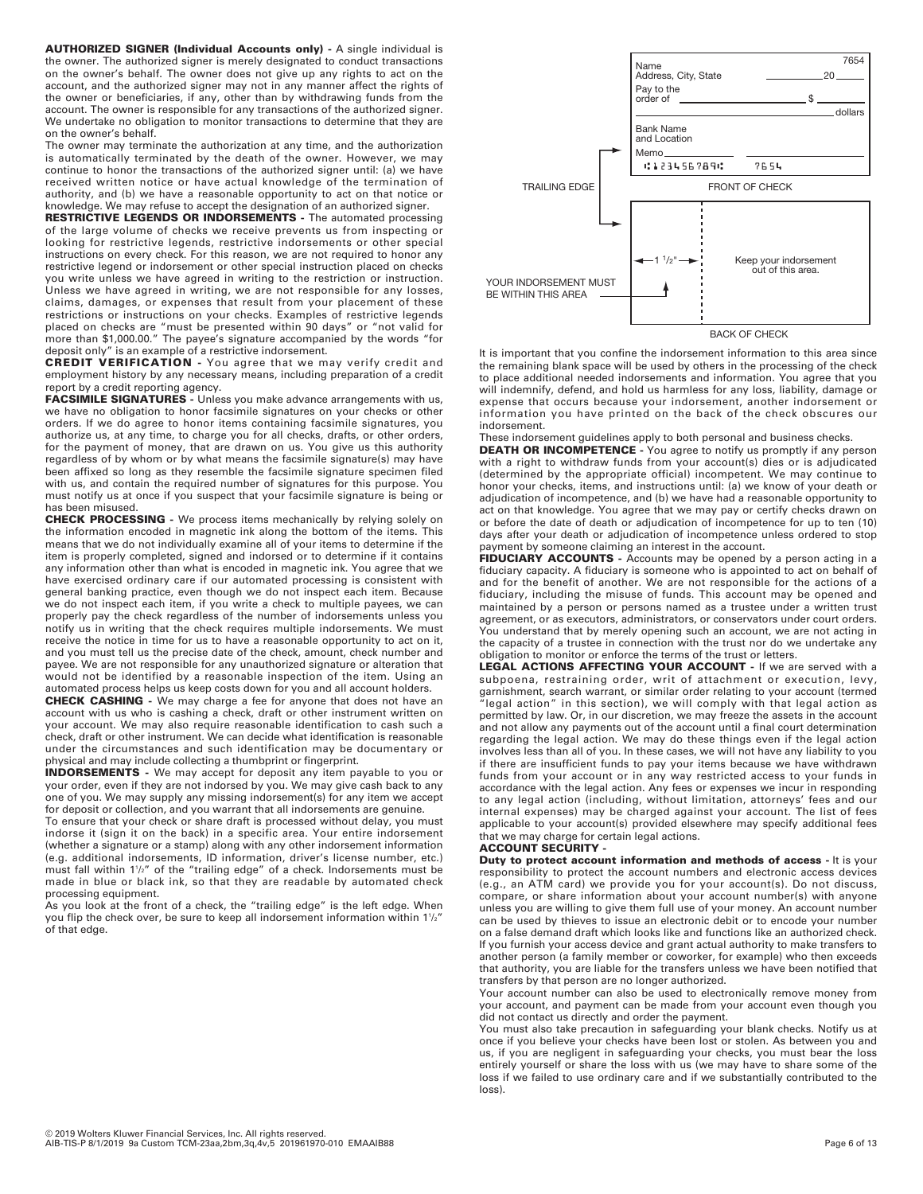**AUTHORIZED SIGNER (Individual Accounts only) -** A single individual is the owner. The authorized signer is merely designated to conduct transactions on the owner's behalf. The owner does not give up any rights to act on the account, and the authorized signer may not in any manner affect the rights of the owner or beneficiaries, if any, other than by withdrawing funds from the account. The owner is responsible for any transactions of the authorized signer. We undertake no obligation to monitor transactions to determine that they are on the owner's behalf.

The owner may terminate the authorization at any time, and the authorization is automatically terminated by the death of the owner. However, we may continue to honor the transactions of the authorized signer until: (a) we have received written notice or have actual knowledge of the termination of authority, and (b) we have a reasonable opportunity to act on that notice or knowledge. We may refuse to accept the designation of an authorized signer.

**RESTRICTIVE LEGENDS OR INDORSEMENTS -** The automated processing of the large volume of checks we receive prevents us from inspecting or looking for restrictive legends, restrictive indorsements or other special instructions on every check. For this reason, we are not required to honor any restrictive legend or indorsement or other special instruction placed on checks you write unless we have agreed in writing to the restriction or instruction. Unless we have agreed in writing, we are not responsible for any losses, claims, damages, or expenses that result from your placement of these restrictions or instructions on your checks. Examples of restrictive legends placed on checks are "must be presented within 90 days" or "not valid for more than $1,000.00." The payee's signature accompanied by the words "for deposit only" is an example of a restrictive indorsement.

**CREDIT VERIFICATION -** You agree that we may verify credit and employment history by any necessary means, including preparation of a credit report by a credit reporting agency.

**FACSIMILE SIGNATURES -** Unless you make advance arrangements with us, we have no obligation to honor facsimile signatures on your checks or other orders. If we do agree to honor items containing facsimile signatures, you authorize us, at any time, to charge you for all checks, drafts, or other orders, for the payment of money, that are drawn on us. You give us this authority regardless of by whom or by what means the facsimile signature(s) may have been affixed so long as they resemble the facsimile signature specimen filed with us, and contain the required number of signatures for this purpose. You must notify us at once if you suspect that your facsimile signature is being or has been misused.

**CHECK PROCESSING -** We process items mechanically by relying solely on the information encoded in magnetic ink along the bottom of the items. This means that we do not individually examine all of your items to determine if the item is properly completed, signed and indorsed or to determine if it contains any information other than what is encoded in magnetic ink. You agree that we have exercised ordinary care if our automated processing is consistent with general banking practice, even though we do not inspect each item. Because we do not inspect each item, if you write a check to multiple payees, we can properly pay the check regardless of the number of indorsements unless you notify us in writing that the check requires multiple indorsements. We must receive the notice in time for us to have a reasonable opportunity to act on it, and you must tell us the precise date of the check, amount, check number and payee. We are not responsible for any unauthorized signature or alteration that would not be identified by a reasonable inspection of the item. Using an automated process helps us keep costs down for you and all account holders.

**CHECK CASHING -** We may charge a fee for anyone that does not have an account with us who is cashing a check, draft or other instrument written on your account. We may also require reasonable identification to cash such a check, draft or other instrument. We can decide what identification is reasonable under the circumstances and such identification may be documentary or physical and may include collecting a thumbprint or fingerprint.

**INDORSEMENTS -** We may accept for deposit any item payable to you or your order, even if they are not indorsed by you. We may give cash back to any one of you. We may supply any missing indorsement(s) for any item we accept for deposit or collection, and you warrant that all indorsements are genuine.

To ensure that your check or share draft is processed without delay, you must indorse it (sign it on the back) in a specific area. Your entire indorsement (whether a signature or a stamp) along with any other indorsement information (e.g. additional indorsements, ID information, driver's license number, etc.) must fall within 1½" of the "trailing edge" of a check. Indorsements must be made in blue or black ink, so that they are readable by automated check processing equipment.

As you look at the front of a check, the "trailing edge" is the left edge. When you flip the check over, be sure to keep all indorsement information within 1½" of that edge.

Name
Address, City, State — 7654 — 20____
Pay to the order of ______________ $______
______________ dollars
Bank Name and Location
Memo______________
⑆123456789⑆ 7654

TRAILING EDGE — FRONT OF CHECK

← 1 ½" → — Keep your indorsement out of this area.

YOUR INDORSEMENT MUST BE WITHIN THIS AREA

BACK OF CHECK

It is important that you confine the indorsement information to this area since the remaining blank space will be used by others in the processing of the check to place additional needed indorsements and information. You agree that you will indemnify, defend, and hold us harmless for any loss, liability, damage or expense that occurs because your indorsement, another indorsement or information you have printed on the back of the check obscures our indorsement.

These indorsement guidelines apply to both personal and business checks.

**DEATH OR INCOMPETENCE -** You agree to notify us promptly if any person with a right to withdraw funds from your account(s) dies or is adjudicated (determined by the appropriate official) incompetent. We may continue to honor your checks, items, and instructions until: (a) we know of your death or adjudication of incompetence, and (b) we have had a reasonable opportunity to act on that knowledge. You agree that we may pay or certify checks drawn on or before the date of death or adjudication of incompetence for up to ten (10) days after your death or adjudication of incompetence unless ordered to stop payment by someone claiming an interest in the account.

**FIDUCIARY ACCOUNTS -** Accounts may be opened by a person acting in a fiduciary capacity. A fiduciary is someone who is appointed to act on behalf of and for the benefit of another. We are not responsible for the actions of a fiduciary, including the misuse of funds. This account may be opened and maintained by a person or persons named as a trustee under a written trust agreement, or as executors, administrators, or conservators under court orders. You understand that by merely opening such an account, we are not acting in the capacity of a trustee in connection with the trust nor do we undertake any obligation to monitor or enforce the terms of the trust or letters.

**LEGAL ACTIONS AFFECTING YOUR ACCOUNT -** If we are served with a subpoena, restraining order, writ of attachment or execution, levy, garnishment, search warrant, or similar order relating to your account (termed "legal action" in this section), we will comply with that legal action as permitted by law. Or, in our discretion, we may freeze the assets in the account and not allow any payments out of the account until a final court determination regarding the legal action. We may do these things even if the legal action involves less than all of you. In these cases, we will not have any liability to you if there are insufficient funds to pay your items because we have withdrawn funds from your account or in any way restricted access to your funds in accordance with the legal action. Any fees or expenses we incur in responding to any legal action (including, without limitation, attorneys' fees and our internal expenses) may be charged against your account. The list of fees applicable to your account(s) provided elsewhere may specify additional fees that we may charge for certain legal actions.

**ACCOUNT SECURITY -**

**Duty to protect account information and methods of access -** It is your responsibility to protect the account numbers and electronic access devices (e.g., an ATM card) we provide you for your account(s). Do not discuss, compare, or share information about your account number(s) with anyone unless you are willing to give them full use of your money. An account number can be used by thieves to issue an electronic debit or to encode your number on a false demand draft which looks like and functions like an authorized check. If you furnish your access device and grant actual authority to make transfers to another person (a family member or coworker, for example) who then exceeds that authority, you are liable for the transfers unless we have been notified that transfers by that person are no longer authorized.

Your account number can also be used to electronically remove money from your account, and payment can be made from your account even though you did not contact us directly and order the payment.

You must also take precaution in safeguarding your blank checks. Notify us at once if you believe your checks have been lost or stolen. As between you and us, if you are negligent in safeguarding your checks, you must bear the loss entirely yourself or share the loss with us (we may have to share some of the loss if we failed to use ordinary care and if we substantially contributed to the loss).

© 2019 Wolters Kluwer Financial Services, Inc. All rights reserved.
AIB-TIS-P 8/1/2019 9a Custom TCM-23aa,2bm,3q,4v,5 201961970-010 EMAAIB88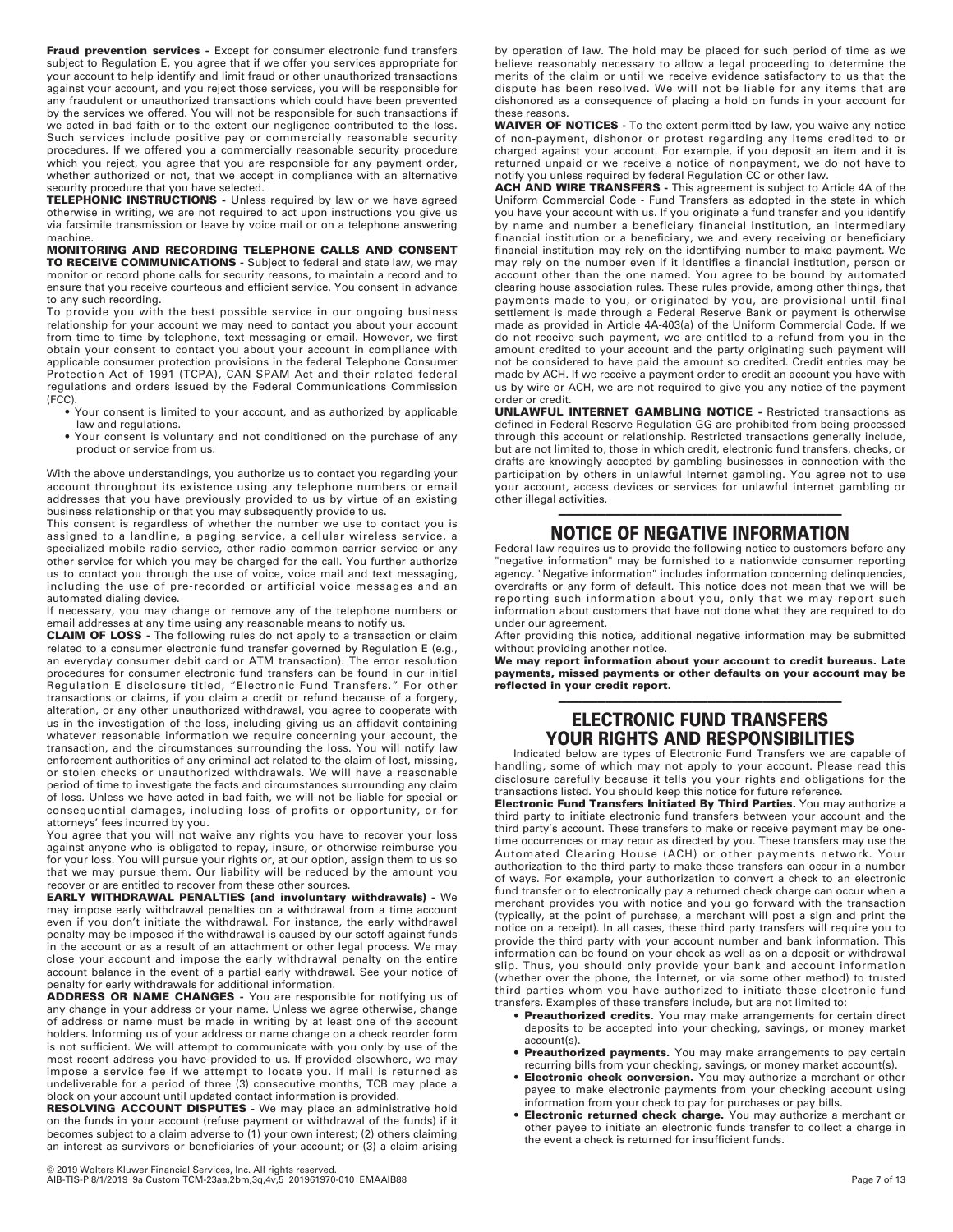**Fraud prevention services -** Except for consumer electronic fund transfers subject to Regulation E, you agree that if we offer you services appropriate for your account to help identify and limit fraud or other unauthorized transactions against your account, and you reject those services, you will be responsible for any fraudulent or unauthorized transactions which could have been prevented by the services we offered. You will not be responsible for such transactions if we acted in bad faith or to the extent our negligence contributed to the loss. Such services include positive pay or commercially reasonable security procedures. If we offered you a commercially reasonable security procedure which you reject, you agree that you are responsible for any payment order, whether authorized or not, that we accept in compliance with an alternative security procedure that you have selected.

**TELEPHONIC INSTRUCTIONS -** Unless required by law or we have agreed otherwise in writing, we are not required to act upon instructions you give us via facsimile transmission or leave by voice mail or on a telephone answering machine.

**MONITORING AND RECORDING TELEPHONE CALLS AND CONSENT TO RECEIVE COMMUNICATIONS -** Subject to federal and state law, we may monitor or record phone calls for security reasons, to maintain a record and to ensure that you receive courteous and efficient service. You consent in advance to any such recording.

To provide you with the best possible service in our ongoing business relationship for your account we may need to contact you about your account from time to time by telephone, text messaging or email. However, we first obtain your consent to contact you about your account in compliance with applicable consumer protection provisions in the federal Telephone Consumer Protection Act of 1991 (TCPA), CAN-SPAM Act and their related federal regulations and orders issued by the Federal Communications Commission (FCC).

- Your consent is limited to your account, and as authorized by applicable law and regulations.
- Your consent is voluntary and not conditioned on the purchase of any product or service from us.

With the above understandings, you authorize us to contact you regarding your account throughout its existence using any telephone numbers or email addresses that you have previously provided to us by virtue of an existing business relationship or that you may subsequently provide to us.

This consent is regardless of whether the number we use to contact you is assigned to a landline, a paging service, a cellular wireless service, a specialized mobile radio service, other radio common carrier service or any other service for which you may be charged for the call. You further authorize us to contact you through the use of voice, voice mail and text messaging, including the use of pre-recorded or artificial voice messages and an automated dialing device.

If necessary, you may change or remove any of the telephone numbers or email addresses at any time using any reasonable means to notify us.

**CLAIM OF LOSS -** The following rules do not apply to a transaction or claim related to a consumer electronic fund transfer governed by Regulation E (e.g., an everyday consumer debit card or ATM transaction). The error resolution procedures for consumer electronic fund transfers can be found in our initial Regulation E disclosure titled, "Electronic Fund Transfers." For other transactions or claims, if you claim a credit or refund because of a forgery, alteration, or any other unauthorized withdrawal, you agree to cooperate with us in the investigation of the loss, including giving us an affidavit containing whatever reasonable information we require concerning your account, the transaction, and the circumstances surrounding the loss. You will notify law enforcement authorities of any criminal act related to the claim of lost, missing, or stolen checks or unauthorized withdrawals. We will have a reasonable period of time to investigate the facts and circumstances surrounding any claim of loss. Unless we have acted in bad faith, we will not be liable for special or consequential damages, including loss of profits or opportunity, or for attorneys' fees incurred by you.

You agree that you will not waive any rights you have to recover your loss against anyone who is obligated to repay, insure, or otherwise reimburse you for your loss. You will pursue your rights or, at our option, assign them to us so that we may pursue them. Our liability will be reduced by the amount you recover or are entitled to recover from these other sources.

**EARLY WITHDRAWAL PENALTIES (and involuntary withdrawals) -** We may impose early withdrawal penalties on a withdrawal from a time account even if you don't initiate the withdrawal. For instance, the early withdrawal penalty may be imposed if the withdrawal is caused by our setoff against funds in the account or as a result of an attachment or other legal process. We may close your account and impose the early withdrawal penalty on the entire account balance in the event of a partial early withdrawal. See your notice of penalty for early withdrawals for additional information.

**ADDRESS OR NAME CHANGES -** You are responsible for notifying us of any change in your address or your name. Unless we agree otherwise, change of address or name must be made in writing by at least one of the account holders. Informing us of your address or name change on a check reorder form is not sufficient. We will attempt to communicate with you only by use of the most recent address you have provided to us. If provided elsewhere, we may impose a service fee if we attempt to locate you. If mail is returned as undeliverable for a period of three (3) consecutive months, TCB may place a block on your account until updated contact information is provided.

**RESOLVING ACCOUNT DISPUTES** - We may place an administrative hold on the funds in your account (refuse payment or withdrawal of the funds) if it becomes subject to a claim adverse to (1) your own interest; (2) others claiming an interest as survivors or beneficiaries of your account; or (3) a claim arising by operation of law. The hold may be placed for such period of time as we believe reasonably necessary to allow a legal proceeding to determine the merits of the claim or until we receive evidence satisfactory to us that the dispute has been resolved. We will not be liable for any items that are dishonored as a consequence of placing a hold on funds in your account for these reasons.

**WAIVER OF NOTICES -** To the extent permitted by law, you waive any notice of non-payment, dishonor or protest regarding any items credited to or charged against your account. For example, if you deposit an item and it is returned unpaid or we receive a notice of nonpayment, we do not have to notify you unless required by federal Regulation CC or other law.

**ACH AND WIRE TRANSFERS -** This agreement is subject to Article 4A of the Uniform Commercial Code - Fund Transfers as adopted in the state in which you have your account with us. If you originate a fund transfer and you identify by name and number a beneficiary financial institution, an intermediary financial institution or a beneficiary, we and every receiving or beneficiary financial institution may rely on the identifying number to make payment. We may rely on the number even if it identifies a financial institution, person or account other than the one named. You agree to be bound by automated clearing house association rules. These rules provide, among other things, that payments made to you, or originated by you, are provisional until final settlement is made through a Federal Reserve Bank or payment is otherwise made as provided in Article 4A-403(a) of the Uniform Commercial Code. If we do not receive such payment, we are entitled to a refund from you in the amount credited to your account and the party originating such payment will not be considered to have paid the amount so credited. Credit entries may be made by ACH. If we receive a payment order to credit an account you have with us by wire or ACH, we are not required to give you any notice of the payment order or credit.

**UNLAWFUL INTERNET GAMBLING NOTICE -** Restricted transactions as defined in Federal Reserve Regulation GG are prohibited from being processed through this account or relationship. Restricted transactions generally include, but are not limited to, those in which credit, electronic fund transfers, checks, or drafts are knowingly accepted by gambling businesses in connection with the participation by others in unlawful Internet gambling. You agree not to use your account, access devices or services for unlawful internet gambling or other illegal activities.

## NOTICE OF NEGATIVE INFORMATION

Federal law requires us to provide the following notice to customers before any "negative information" may be furnished to a nationwide consumer reporting agency. "Negative information" includes information concerning delinquencies, overdrafts or any form of default. This notice does not mean that we will be reporting such information about you, only that we may report such information about customers that have not done what they are required to do under our agreement.

After providing this notice, additional negative information may be submitted without providing another notice.

**We may report information about your account to credit bureaus. Late payments, missed payments or other defaults on your account may be reflected in your credit report.**

## ELECTRONIC FUND TRANSFERS YOUR RIGHTS AND RESPONSIBILITIES

Indicated below are types of Electronic Fund Transfers we are capable of handling, some of which may not apply to your account. Please read this disclosure carefully because it tells you your rights and obligations for the transactions listed. You should keep this notice for future reference.

**Electronic Fund Transfers Initiated By Third Parties.** You may authorize a third party to initiate electronic fund transfers between your account and the third party's account. These transfers to make or receive payment may be one-time occurrences or may recur as directed by you. These transfers may use the Automated Clearing House (ACH) or other payments network. Your authorization to the third party to make these transfers can occur in a number of ways. For example, your authorization to convert a check to an electronic fund transfer or to electronically pay a returned check charge can occur when a merchant provides you with notice and you go forward with the transaction (typically, at the point of purchase, a merchant will post a sign and print the notice on a receipt). In all cases, these third party transfers will require you to provide the third party with your account number and bank information. This information can be found on your check as well as on a deposit or withdrawal slip. Thus, you should only provide your bank and account information (whether over the phone, the Internet, or via some other method) to trusted third parties whom you have authorized to initiate these electronic fund transfers. Examples of these transfers include, but are not limited to:

- **Preauthorized credits.** You may make arrangements for certain direct deposits to be accepted into your checking, savings, or money market account(s).
- **Preauthorized payments.** You may make arrangements to pay certain recurring bills from your checking, savings, or money market account(s).
- **Electronic check conversion.** You may authorize a merchant or other payee to make electronic payments from your checking account using information from your check to pay for purchases or pay bills.
- **Electronic returned check charge.** You may authorize a merchant or other payee to initiate an electronic funds transfer to collect a charge in the event a check is returned for insufficient funds.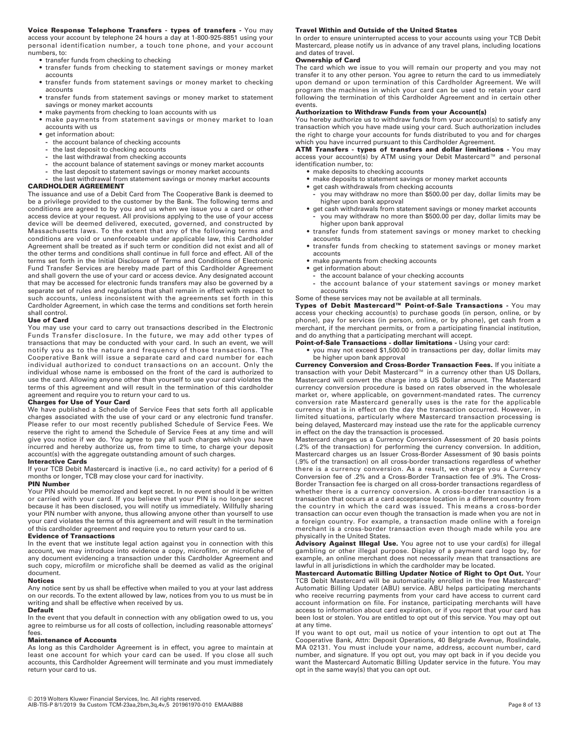**Voice Response Telephone Transfers - types of transfers -** You may access your account by telephone 24 hours a day at 1-800-925-8851 using your personal identification number, a touch tone phone, and your account numbers, to:

- transfer funds from checking to checking
- transfer funds from checking to statement savings or money market accounts
- transfer funds from statement savings or money market to checking accounts
- transfer funds from statement savings or money market to statement savings or money market accounts
- make payments from checking to loan accounts with us
- make payments from statement savings or money market to loan accounts with us
- get information about:
  - the account balance of checking accounts
  - the last deposit to checking accounts
  - the last withdrawal from checking accounts
  - the account balance of statement savings or money market accounts
  - the last deposit to statement savings or money market accounts
  - the last withdrawal from statement savings or money market accounts

### CARDHOLDER AGREEMENT

The issuance and use of a Debit Card from The Cooperative Bank is deemed to be a privilege provided to the customer by the Bank. The following terms and conditions are agreed to by you and us when we issue you a card or other access device at your request. All provisions applying to the use of your access device will be deemed delivered, executed, governed, and constructed by Massachusetts laws. To the extent that any of the following terms and conditions are void or unenforceable under applicable law, this Cardholder Agreement shall be treated as if such term or condition did not exist and all of the other terms and conditions shall continue in full force and effect. All of the terms set forth in the Initial Disclosure of Terms and Conditions of Electronic Fund Transfer Services are hereby made part of this Cardholder Agreement and shall govern the use of your card or access device. Any designated account that may be accessed for electronic funds transfers may also be governed by a separate set of rules and regulations that shall remain in effect with respect to such accounts, unless inconsistent with the agreements set forth in this Cardholder Agreement, in which case the terms and conditions set forth herein shall control.

**Use of Card**

You may use your card to carry out transactions described in the Electronic Funds Transfer disclosure. In the future, we may add other types of transactions that may be conducted with your card. In such an event, we will notify you as to the nature and frequency of those transactions. The Cooperative Bank will issue a separate card and card number for each individual authorized to conduct transactions on an account. Only the individual whose name is embossed on the front of the card is authorized to use the card. Allowing anyone other than yourself to use your card violates the terms of this agreement and will result in the termination of this cardholder agreement and require you to return your card to us.

**Charges for Use of Your Card**

We have published a Schedule of Service Fees that sets forth all applicable charges associated with the use of your card or any electronic fund transfer. Please refer to our most recently published Schedule of Service Fees. We reserve the right to amend the Schedule of Service Fees at any time and will give you notice if we do. You agree to pay all such charges which you have incurred and hereby authorize us, from time to time, to charge your deposit account(s) with the aggregate outstanding amount of such charges.

**Interactive Cards**

If your TCB Debit Mastercard is inactive (i.e., no card activity) for a period of 6 months or longer, TCB may close your card for inactivity.

**PIN Number**

Your PIN should be memorized and kept secret. In no event should it be written or carried with your card. If you believe that your PIN is no longer secret because it has been disclosed, you will notify us immediately. Willfully sharing your PIN number with anyone, thus allowing anyone other than yourself to use your card violates the terms of this agreement and will result in the termination of this cardholder agreement and require you to return your card to us.

**Evidence of Transactions**

In the event that we institute legal action against you in connection with this account, we may introduce into evidence a copy, microfilm, or microfiche of any document evidencing a transaction under this Cardholder Agreement and such copy, microfilm or microfiche shall be deemed as valid as the original document.

**Notices**

Any notice sent by us shall be effective when mailed to you at your last address on our records. To the extent allowed by law, notices from you to us must be in writing and shall be effective when received by us.

**Default**

In the event that you default in connection with any obligation owed to us, you agree to reimburse us for all costs of collection, including reasonable attorneys' fees.

**Maintenance of Accounts**

As long as this Cardholder Agreement is in effect, you agree to maintain at least one account for which your card can be used. If you close all such accounts, this Cardholder Agreement will terminate and you must immediately return your card to us.

**Travel Within and Outside of the United States**

In order to ensure uninterrupted access to your accounts using your TCB Debit Mastercard, please notify us in advance of any travel plans, including locations and dates of travel.

**Ownership of Card**

The card which we issue to you will remain our property and you may not transfer it to any other person. You agree to return the card to us immediately upon demand or upon termination of this Cardholder Agreement. We will program the machines in which your card can be used to retain your card following the termination of this Cardholder Agreement and in certain other events.

**Authorization to Withdraw Funds from your Account(s)**

You hereby authorize us to withdraw funds from your account(s) to satisfy any transaction which you have made using your card. Such authorization includes the right to charge your accounts for funds distributed to you and for charges which you have incurred pursuant to this Cardholder Agreement.

**ATM Transfers - types of transfers and dollar limitations -** You may access your account(s) by ATM using your Debit Mastercard™ and personal identification number, to:

- make deposits to checking accounts
- make deposits to statement savings or money market accounts
- get cash withdrawals from checking accounts
  - you may withdraw no more than $500.00 per day, dollar limits may be higher upon bank approval
- get cash withdrawals from statement savings or money market accounts
  - you may withdraw no more than $500.00 per day, dollar limits may be higher upon bank approval
- transfer funds from statement savings or money market to checking accounts
- transfer funds from checking to statement savings or money market accounts
- make payments from checking accounts
- get information about:
  - the account balance of your checking accounts
  - the account balance of your statement savings or money market accounts

Some of these services may not be available at all terminals.

**Types of Debit Mastercard™ Point-of-Sale Transactions -** You may access your checking account(s) to purchase goods (in person, online, or by phone), pay for services (in person, online, or by phone), get cash from a merchant, if the merchant permits, or from a participating financial institution, and do anything that a participating merchant will accept.

**Point-of-Sale Transactions - dollar limitations -** Using your card:

- you may not exceed $1,500.00 in transactions per day, dollar limits may be higher upon bank approval

**Currency Conversion and Cross-Border Transaction Fees.** If you initiate a transaction with your Debit Mastercard™ in a currency other than US Dollars, Mastercard will convert the charge into a US Dollar amount. The Mastercard currency conversion procedure is based on rates observed in the wholesale market or, where applicable, on government-mandated rates. The currency conversion rate Mastercard generally uses is the rate for the applicable currency that is in effect on the day the transaction occurred. However, in limited situations, particularly where Mastercard transaction processing is being delayed, Mastercard may instead use the rate for the applicable currency in effect on the day the transaction is processed.

Mastercard charges us a Currency Conversion Assessment of 20 basis points (.2% of the transaction) for performing the currency conversion. In addition, Mastercard charges us an Issuer Cross-Border Assessment of 90 basis points (.9% of the transaction) on all cross-border transactions regardless of whether there is a currency conversion. As a result, we charge you a Currency Conversion fee of .2% and a Cross-Border Transaction fee of .9%. The Cross-Border Transaction fee is charged on all cross-border transactions regardless of whether there is a currency conversion. A cross-border transaction is a transaction that occurs at a card acceptance location in a different country from the country in which the card was issued. This means a cross-border transaction can occur even though the transaction is made when you are not in a foreign country. For example, a transaction made online with a foreign merchant is a cross-border transaction even though made while you are physically in the United States.

**Advisory Against Illegal Use.** You agree not to use your card(s) for illegal gambling or other illegal purpose. Display of a payment card logo by, for example, an online merchant does not necessarily mean that transactions are lawful in all jurisdictions in which the cardholder may be located.

**Mastercard Automatic Billing Updater Notice of Right to Opt Out.** Your TCB Debit Mastercard will be automatically enrolled in the free Mastercard® Automatic Billing Updater (ABU) service. ABU helps participating merchants who receive recurring payments from your card have access to current card account information on file. For instance, participating merchants will have access to information about card expiration, or if you report that your card has been lost or stolen. You are entitled to opt out of this service. You may opt out at any time.

If you want to opt out, mail us notice of your intention to opt out at The Cooperative Bank, Attn: Deposit Operations, 40 Belgrade Avenue, Roslindale, MA 02131. You must include your name, address, account number, card number, and signature. If you opt out, you may opt back in if you decide you want the Mastercard Automatic Billing Updater service in the future. You may opt in the same way(s) that you can opt out.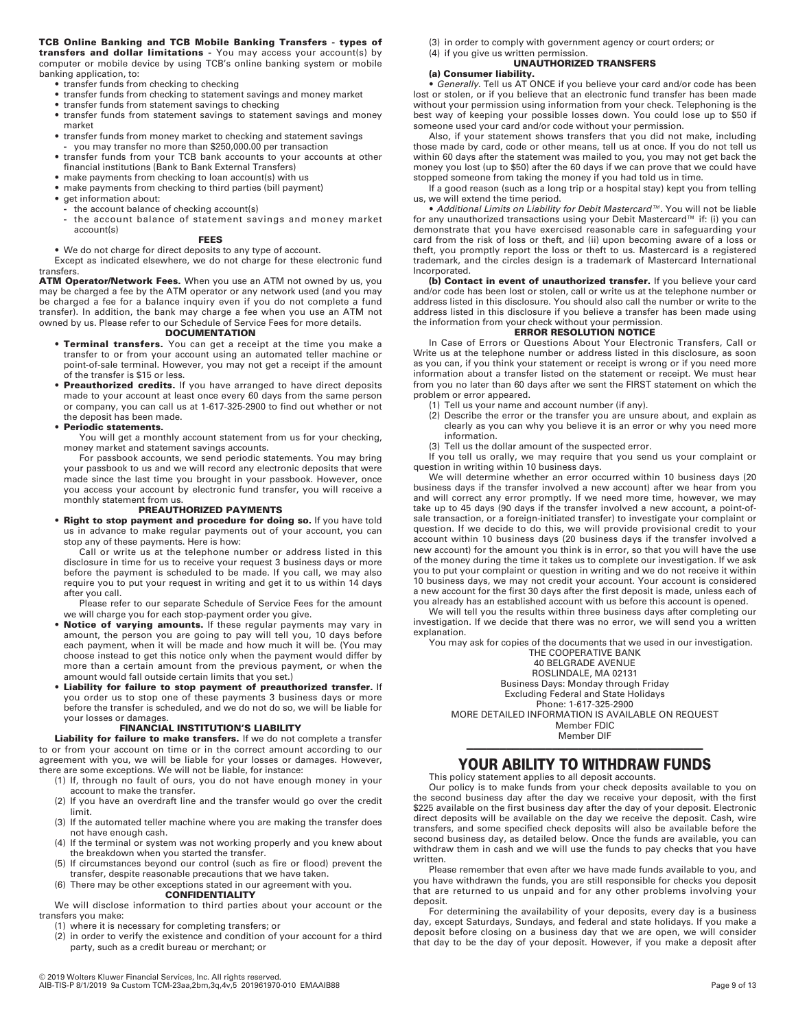**TCB Online Banking and TCB Mobile Banking Transfers - types of transfers and dollar limitations -** You may access your account(s) by computer or mobile device by using TCB's online banking system or mobile banking application, to:

- transfer funds from checking to checking
- transfer funds from checking to statement savings and money market
- transfer funds from statement savings to checking
- transfer funds from statement savings to statement savings and money market
- transfer funds from money market to checking and statement savings
  - you may transfer no more than $250,000.00 per transaction
- transfer funds from your TCB bank accounts to your accounts at other financial institutions (Bank to Bank External Transfers)
- make payments from checking to loan account(s) with us
- make payments from checking to third parties (bill payment)
- get information about:
  - the account balance of checking account(s)
  - the account balance of statement savings and money market account(s)

#### FEES

- We do not charge for direct deposits to any type of account.

Except as indicated elsewhere, we do not charge for these electronic fund transfers.

**ATM Operator/Network Fees.** When you use an ATM not owned by us, you may be charged a fee by the ATM operator or any network used (and you may be charged a fee for a balance inquiry even if you do not complete a fund transfer). In addition, the bank may charge a fee when you use an ATM not owned by us. Please refer to our Schedule of Service Fees for more details.

#### DOCUMENTATION

- **Terminal transfers.** You can get a receipt at the time you make a transfer to or from your account using an automated teller machine or point-of-sale terminal. However, you may not get a receipt if the amount of the transfer is $15 or less.
- **Preauthorized credits.** If you have arranged to have direct deposits made to your account at least once every 60 days from the same person or company, you can call us at 1-617-325-2900 to find out whether or not the deposit has been made.
- **Periodic statements.**

  You will get a monthly account statement from us for your checking, money market and statement savings accounts.

  For passbook accounts, we send periodic statements. You may bring your passbook to us and we will record any electronic deposits that were made since the last time you brought in your passbook. However, once you access your account by electronic fund transfer, you will receive a monthly statement from us.

#### PREAUTHORIZED PAYMENTS

- **Right to stop payment and procedure for doing so.** If you have told us in advance to make regular payments out of your account, you can stop any of these payments. Here is how:

  Call or write us at the telephone number or address listed in this disclosure in time for us to receive your request 3 business days or more before the payment is scheduled to be made. If you call, we may also require you to put your request in writing and get it to us within 14 days after you call.

  Please refer to our separate Schedule of Service Fees for the amount we will charge you for each stop-payment order you give.
- **Notice of varying amounts.** If these regular payments may vary in amount, the person you are going to pay will tell you, 10 days before each payment, when it will be made and how much it will be. (You may choose instead to get this notice only when the payment would differ by more than a certain amount from the previous payment, or when the amount would fall outside certain limits that you set.)
- **Liability for failure to stop payment of preauthorized transfer.** If you order us to stop one of these payments 3 business days or more before the transfer is scheduled, and we do not do so, we will be liable for your losses or damages.

#### FINANCIAL INSTITUTION'S LIABILITY

**Liability for failure to make transfers.** If we do not complete a transfer to or from your account on time or in the correct amount according to our agreement with you, we will be liable for your losses or damages. However, there are some exceptions. We will not be liable, for instance:

(1) If, through no fault of ours, you do not have enough money in your account to make the transfer.
(2) If you have an overdraft line and the transfer would go over the credit limit.
(3) If the automated teller machine where you are making the transfer does not have enough cash.
(4) If the terminal or system was not working properly and you knew about the breakdown when you started the transfer.
(5) If circumstances beyond our control (such as fire or flood) prevent the transfer, despite reasonable precautions that we have taken.
(6) There may be other exceptions stated in our agreement with you.

#### CONFIDENTIALITY

We will disclose information to third parties about your account or the transfers you make:

(1) where it is necessary for completing transfers; or
(2) in order to verify the existence and condition of your account for a third party, such as a credit bureau or merchant; or
(3) in order to comply with government agency or court orders; or
(4) if you give us written permission.

#### UNAUTHORIZED TRANSFERS

**(a) Consumer liability.**

• *Generally.* Tell us AT ONCE if you believe your card and/or code has been lost or stolen, or if you believe that an electronic fund transfer has been made without your permission using information from your check. Telephoning is the best way of keeping your possible losses down. You could lose up to $50 if someone used your card and/or code without your permission.

Also, if your statement shows transfers that you did not make, including those made by card, code or other means, tell us at once. If you do not tell us within 60 days after the statement was mailed to you, you may not get back the money you lost (up to $50) after the 60 days if we can prove that we could have stopped someone from taking the money if you had told us in time.

If a good reason (such as a long trip or a hospital stay) kept you from telling us, we will extend the time period.

• *Additional Limits on Liability for Debit Mastercard™.* You will not be liable for any unauthorized transactions using your Debit Mastercard™ if: (i) you can demonstrate that you have exercised reasonable care in safeguarding your card from the risk of loss or theft, and (ii) upon becoming aware of a loss or theft, you promptly report the loss or theft to us. Mastercard is a registered trademark, and the circles design is a trademark of Mastercard International Incorporated.

**(b) Contact in event of unauthorized transfer.** If you believe your card and/or code has been lost or stolen, call or write us at the telephone number or address listed in this disclosure. You should also call the number or write to the address listed in this disclosure if you believe a transfer has been made using the information from your check without your permission.

#### ERROR RESOLUTION NOTICE

In Case of Errors or Questions About Your Electronic Transfers, Call or Write us at the telephone number or address listed in this disclosure, as soon as you can, if you think your statement or receipt is wrong or if you need more information about a transfer listed on the statement or receipt. We must hear from you no later than 60 days after we sent the FIRST statement on which the problem or error appeared.

(1) Tell us your name and account number (if any).
(2) Describe the error or the transfer you are unsure about, and explain as clearly as you can why you believe it is an error or why you need more information.
(3) Tell us the dollar amount of the suspected error.

If you tell us orally, we may require that you send us your complaint or question in writing within 10 business days.

We will determine whether an error occurred within 10 business days (20 business days if the transfer involved a new account) after we hear from you and will correct any error promptly. If we need more time, however, we may take up to 45 days (90 days if the transfer involved a new account, a point-of-sale transaction, or a foreign-initiated transfer) to investigate your complaint or question. If we decide to do this, we will provide provisional credit to your account within 10 business days (20 business days if the transfer involved a new account) for the amount you think is in error, so that you will have the use of the money during the time it takes us to complete our investigation. If we ask you to put your complaint or question in writing and we do not receive it within 10 business days, we may not credit your account. Your account is considered a new account for the first 30 days after the first deposit is made, unless each of you already has an established account with us before this account is opened.

We will tell you the results within three business days after completing our investigation. If we decide that there was no error, we will send you a written explanation.

You may ask for copies of the documents that we used in our investigation.

THE COOPERATIVE BANK
40 BELGRADE AVENUE
ROSLINDALE, MA 02131
Business Days: Monday through Friday
Excluding Federal and State Holidays
Phone: 1-617-325-2900
MORE DETAILED INFORMATION IS AVAILABLE ON REQUEST
Member FDIC
Member DIF

## YOUR ABILITY TO WITHDRAW FUNDS

This policy statement applies to all deposit accounts.

Our policy is to make funds from your check deposits available to you on the second business day after the day we receive your deposit, with the first $225 available on the first business day after the day of your deposit. Electronic direct deposits will be available on the day we receive the deposit. Cash, wire transfers, and some specified check deposits will also be available before the second business day, as detailed below. Once the funds are available, you can withdraw them in cash and we will use the funds to pay checks that you have written.

Please remember that even after we have made funds available to you, and you have withdrawn the funds, you are still responsible for checks you deposit that are returned to us unpaid and for any other problems involving your deposit.

For determining the availability of your deposits, every day is a business day, except Saturdays, Sundays, and federal and state holidays. If you make a deposit before closing on a business day that we are open, we will consider that day to be the day of your deposit. However, if you make a deposit after

© 2019 Wolters Kluwer Financial Services, Inc. All rights reserved.
AIB-TIS-P 8/1/2019 9a Custom TCM-23aa,2bm,3q,4v,5 201961970-010 EMAAIB88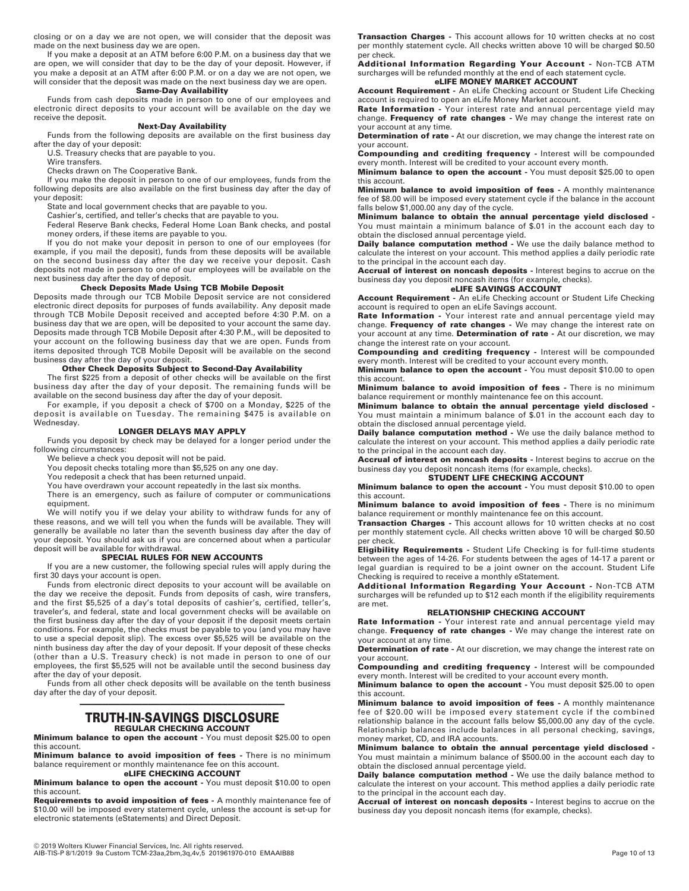closing or on a day we are not open, we will consider that the deposit was made on the next business day we are open.

If you make a deposit at an ATM before 6:00 P.M. on a business day that we are open, we will consider that day to be the day of your deposit. However, if you make a deposit at an ATM after 6:00 P.M. or on a day we are not open, we will consider that the deposit was made on the next business day we are open.

### Same-Day Availability

Funds from cash deposits made in person to one of our employees and electronic direct deposits to your account will be available on the day we receive the deposit.

### Next-Day Availability

Funds from the following deposits are available on the first business day after the day of your deposit:

U.S. Treasury checks that are payable to you.

Wire transfers.

Checks drawn on The Cooperative Bank.

If you make the deposit in person to one of our employees, funds from the following deposits are also available on the first business day after the day of your deposit:

State and local government checks that are payable to you.

Cashier's, certified, and teller's checks that are payable to you.

Federal Reserve Bank checks, Federal Home Loan Bank checks, and postal money orders, if these items are payable to you.

If you do not make your deposit in person to one of our employees (for example, if you mail the deposit), funds from these deposits will be available on the second business day after the day we receive your deposit. Cash deposits not made in person to one of our employees will be available on the next business day after the day of deposit.

### Check Deposits Made Using TCB Mobile Deposit

Deposits made through our TCB Mobile Deposit service are not considered electronic direct deposits for purposes of funds availability. Any deposit made through TCB Mobile Deposit received and accepted before 4:30 P.M. on a business day that we are open, will be deposited to your account the same day. Deposits made through TCB Mobile Deposit after 4:30 P.M., will be deposited to your account on the following business day that we are open. Funds from items deposited through TCB Mobile Deposit will be available on the second business day after the day of your deposit.

### Other Check Deposits Subject to Second-Day Availability

The first $225 from a deposit of other checks will be available on the first business day after the day of your deposit. The remaining funds will be available on the second business day after the day of your deposit.

For example, if you deposit a check of $700 on a Monday, $225 of the deposit is available on Tuesday. The remaining $475 is available on Wednesday.

### LONGER DELAYS MAY APPLY

Funds you deposit by check may be delayed for a longer period under the following circumstances:

We believe a check you deposit will not be paid.

You deposit checks totaling more than $5,525 on any one day.

You redeposit a check that has been returned unpaid.

You have overdrawn your account repeatedly in the last six months.

There is an emergency, such as failure of computer or communications equipment.

We will notify you if we delay your ability to withdraw funds for any of these reasons, and we will tell you when the funds will be available. They will generally be available no later than the seventh business day after the day of your deposit. You should ask us if you are concerned about when a particular deposit will be available for withdrawal.

### SPECIAL RULES FOR NEW ACCOUNTS

If you are a new customer, the following special rules will apply during the first 30 days your account is open.

Funds from electronic direct deposits to your account will be available on the day we receive the deposit. Funds from deposits of cash, wire transfers, and the first $5,525 of a day's total deposits of cashier's, certified, teller's, traveler's, and federal, state and local government checks will be available on the first business day after the day of your deposit if the deposit meets certain conditions. For example, the checks must be payable to you (and you may have to use a special deposit slip). The excess over $5,525 will be available on the ninth business day after the day of your deposit. If your deposit of these checks (other than a U.S. Treasury check) is not made in person to one of our employees, the first $5,525 will not be available until the second business day after the day of your deposit.

Funds from all other check deposits will be available on the tenth business day after the day of your deposit.

---

# TRUTH-IN-SAVINGS DISCLOSURE

## REGULAR CHECKING ACCOUNT

**Minimum balance to open the account -** You must deposit $25.00 to open this account.

**Minimum balance to avoid imposition of fees -** There is no minimum balance requirement or monthly maintenance fee on this account.

## eLIFE CHECKING ACCOUNT

**Minimum balance to open the account -** You must deposit $10.00 to open this account.

**Requirements to avoid imposition of fees -** A monthly maintenance fee of $10.00 will be imposed every statement cycle, unless the account is set-up for electronic statements (eStatements) and Direct Deposit.

**Transaction Charges -** This account allows for 10 written checks at no cost per monthly statement cycle. All checks written above 10 will be charged $0.50 per check.

**Additional Information Regarding Your Account -** Non-TCB ATM surcharges will be refunded monthly at the end of each statement cycle.

## eLIFE MONEY MARKET ACCOUNT

**Account Requirement -** An eLife Checking account or Student Life Checking account is required to open an eLife Money Market account.

**Rate Information -** Your interest rate and annual percentage yield may change. **Frequency of rate changes -** We may change the interest rate on your account at any time.

**Determination of rate -** At our discretion, we may change the interest rate on your account.

**Compounding and crediting frequency -** Interest will be compounded every month. Interest will be credited to your account every month.

**Minimum balance to open the account -** You must deposit $25.00 to open this account.

**Minimum balance to avoid imposition of fees -** A monthly maintenance fee of $8.00 will be imposed every statement cycle if the balance in the account falls below $1,000.00 any day of the cycle.

**Minimum balance to obtain the annual percentage yield disclosed -** You must maintain a minimum balance of $.01 in the account each day to obtain the disclosed annual percentage yield.

**Daily balance computation method -** We use the daily balance method to calculate the interest on your account. This method applies a daily periodic rate to the principal in the account each day.

**Accrual of interest on noncash deposits -** Interest begins to accrue on the business day you deposit noncash items (for example, checks).

## eLIFE SAVINGS ACCOUNT

**Account Requirement -** An eLife Checking account or Student Life Checking account is required to open an eLife Savings account.

**Rate Information -** Your interest rate and annual percentage yield may change. **Frequency of rate changes -** We may change the interest rate on your account at any time. **Determination of rate -** At our discretion, we may change the interest rate on your account.

**Compounding and crediting frequency -** Interest will be compounded every month. Interest will be credited to your account every month.

**Minimum balance to open the account -** You must deposit $10.00 to open this account.

**Minimum balance to avoid imposition of fees -** There is no minimum balance requirement or monthly maintenance fee on this account.

**Minimum balance to obtain the annual percentage yield disclosed -** You must maintain a minimum balance of $.01 in the account each day to obtain the disclosed annual percentage yield.

**Daily balance computation method -** We use the daily balance method to calculate the interest on your account. This method applies a daily periodic rate to the principal in the account each day.

**Accrual of interest on noncash deposits -** Interest begins to accrue on the business day you deposit noncash items (for example, checks).

## STUDENT LIFE CHECKING ACCOUNT

**Minimum balance to open the account -** You must deposit $10.00 to open this account.

**Minimum balance to avoid imposition of fees -** There is no minimum balance requirement or monthly maintenance fee on this account.

**Transaction Charges -** This account allows for 10 written checks at no cost per monthly statement cycle. All checks written above 10 will be charged $0.50 per check.

**Eligibility Requirements -** Student Life Checking is for full-time students between the ages of 14-26. For students between the ages of 14-17 a parent or legal guardian is required to be a joint owner on the account. Student Life Checking is required to receive a monthly eStatement.

**Additional Information Regarding Your Account -** Non-TCB ATM surcharges will be refunded up to $12 each month if the eligibility requirements are met.

## RELATIONSHIP CHECKING ACCOUNT

**Rate Information -** Your interest rate and annual percentage yield may change. **Frequency of rate changes -** We may change the interest rate on your account at any time.

**Determination of rate -** At our discretion, we may change the interest rate on your account.

**Compounding and crediting frequency -** Interest will be compounded every month. Interest will be credited to your account every month.

**Minimum balance to open the account -** You must deposit $25.00 to open this account.

**Minimum balance to avoid imposition of fees -** A monthly maintenance fee of $20.00 will be imposed every statement cycle if the combined relationship balance in the account falls below $5,000.00 any day of the cycle. Relationship balances include balances in all personal checking, savings, money market, CD, and IRA accounts.

**Minimum balance to obtain the annual percentage yield disclosed -** You must maintain a minimum balance of $500.00 in the account each day to obtain the disclosed annual percentage yield.

**Daily balance computation method -** We use the daily balance method to calculate the interest on your account. This method applies a daily periodic rate to the principal in the account each day.

**Accrual of interest on noncash deposits -** Interest begins to accrue on the business day you deposit noncash items (for example, checks).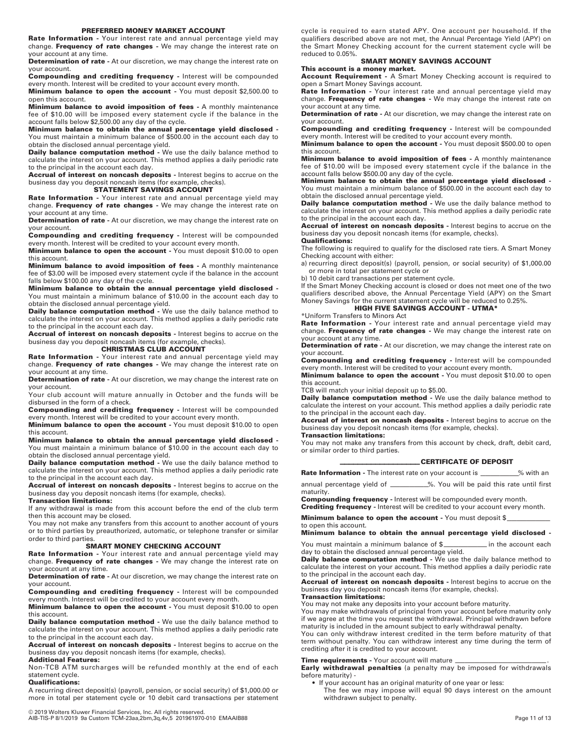## PREFERRED MONEY MARKET ACCOUNT

**Rate Information -** Your interest rate and annual percentage yield may change. **Frequency of rate changes -** We may change the interest rate on your account at any time.

**Determination of rate -** At our discretion, we may change the interest rate on your account.

**Compounding and crediting frequency -** Interest will be compounded every month. Interest will be credited to your account every month.

**Minimum balance to open the account -** You must deposit $2,500.00 to open this account.

**Minimum balance to avoid imposition of fees -** A monthly maintenance fee of $10.00 will be imposed every statement cycle if the balance in the account falls below $2,500.00 any day of the cycle.

**Minimum balance to obtain the annual percentage yield disclosed -** You must maintain a minimum balance of $500.00 in the account each day to obtain the disclosed annual percentage yield.

**Daily balance computation method -** We use the daily balance method to calculate the interest on your account. This method applies a daily periodic rate to the principal in the account each day.

**Accrual of interest on noncash deposits -** Interest begins to accrue on the business day you deposit noncash items (for example, checks).

## STATEMENT SAVINGS ACCOUNT

**Rate Information -** Your interest rate and annual percentage yield may change. **Frequency of rate changes -** We may change the interest rate on your account at any time.

**Determination of rate -** At our discretion, we may change the interest rate on your account.

**Compounding and crediting frequency -** Interest will be compounded every month. Interest will be credited to your account every month.

**Minimum balance to open the account -** You must deposit $10.00 to open this account.

**Minimum balance to avoid imposition of fees -** A monthly maintenance fee of $3.00 will be imposed every statement cycle if the balance in the account falls below $100.00 any day of the cycle.

**Minimum balance to obtain the annual percentage yield disclosed -** You must maintain a minimum balance of $10.00 in the account each day to obtain the disclosed annual percentage yield.

**Daily balance computation method -** We use the daily balance method to calculate the interest on your account. This method applies a daily periodic rate to the principal in the account each day.

**Accrual of interest on noncash deposits -** Interest begins to accrue on the business day you deposit noncash items (for example, checks).

## CHRISTMAS CLUB ACCOUNT

**Rate Information -** Your interest rate and annual percentage yield may change. **Frequency of rate changes -** We may change the interest rate on your account at any time.

**Determination of rate -** At our discretion, we may change the interest rate on your account.

Your club account will mature annually in October and the funds will be disbursed in the form of a check.

**Compounding and crediting frequency -** Interest will be compounded every month. Interest will be credited to your account every month.

**Minimum balance to open the account -** You must deposit $10.00 to open this account.

**Minimum balance to obtain the annual percentage yield disclosed -** You must maintain a minimum balance of $10.00 in the account each day to obtain the disclosed annual percentage yield.

**Daily balance computation method -** We use the daily balance method to calculate the interest on your account. This method applies a daily periodic rate to the principal in the account each day.

**Accrual of interest on noncash deposits -** Interest begins to accrue on the business day you deposit noncash items (for example, checks).

**Transaction limitations:**

If any withdrawal is made from this account before the end of the club term then this account may be closed.

You may not make any transfers from this account to another account of yours or to third parties by preauthorized, automatic, or telephone transfer or similar order to third parties.

## SMART MONEY CHECKING ACCOUNT

**Rate Information -** Your interest rate and annual percentage yield may change. **Frequency of rate changes -** We may change the interest rate on your account at any time.

**Determination of rate -** At our discretion, we may change the interest rate on your account.

**Compounding and crediting frequency -** Interest will be compounded every month. Interest will be credited to your account every month.

**Minimum balance to open the account -** You must deposit $10.00 to open this account.

**Daily balance computation method -** We use the daily balance method to calculate the interest on your account. This method applies a daily periodic rate to the principal in the account each day.

**Accrual of interest on noncash deposits -** Interest begins to accrue on the business day you deposit noncash items (for example, checks).

**Additional Features:**

Non-TCB ATM surcharges will be refunded monthly at the end of each statement cycle.

**Qualifications:**

A recurring direct deposit(s) (payroll, pension, or social security) of $1,000.00 or more in total per statement cycle or 10 debit card transactions per statement cycle is required to earn stated APY. One account per household. If the qualifiers described above are not met, the Annual Percentage Yield (APY) on the Smart Money Checking account for the current statement cycle will be reduced to 0.05%.

## SMART MONEY SAVINGS ACCOUNT

**This account is a money market.**

**Account Requirement -** A Smart Money Checking account is required to open a Smart Money Savings account.

**Rate Information -** Your interest rate and annual percentage yield may change. **Frequency of rate changes -** We may change the interest rate on your account at any time.

**Determination of rate -** At our discretion, we may change the interest rate on your account.

**Compounding and crediting frequency -** Interest will be compounded every month. Interest will be credited to your account every month.

**Minimum balance to open the account -** You must deposit $500.00 to open this account.

**Minimum balance to avoid imposition of fees -** A monthly maintenance fee of $10.00 will be imposed every statement cycle if the balance in the account falls below $500.00 any day of the cycle.

**Minimum balance to obtain the annual percentage yield disclosed -** You must maintain a minimum balance of $500.00 in the account each day to obtain the disclosed annual percentage yield.

**Daily balance computation method -** We use the daily balance method to calculate the interest on your account. This method applies a daily periodic rate to the principal in the account each day.

**Accrual of interest on noncash deposits -** Interest begins to accrue on the business day you deposit noncash items (for example, checks).

**Qualifications:**

The following is required to qualify for the disclosed rate tiers. A Smart Money Checking account with either:

a) recurring direct deposit(s) (payroll, pension, or social security) of $1,000.00 or more in total per statement cycle or

b) 10 debit card transactions per statement cycle.

If the Smart Money Checking account is closed or does not meet one of the two qualifiers described above, the Annual Percentage Yield (APY) on the Smart Money Savings for the current statement cycle will be reduced to 0.25%.

## HIGH FIVE SAVINGS ACCOUNT - UTMA*

*Uniform Transfers to Minors Act

**Rate Information -** Your interest rate and annual percentage yield may change. **Frequency of rate changes -** We may change the interest rate on your account at any time.

**Determination of rate -** At our discretion, we may change the interest rate on your account.

**Compounding and crediting frequency -** Interest will be compounded every month. Interest will be credited to your account every month.

**Minimum balance to open the account -** You must deposit $10.00 to open this account.

TCB will match your initial deposit up to $5.00.

**Daily balance computation method -** We use the daily balance method to calculate the interest on your account. This method applies a daily periodic rate to the principal in the account each day.

**Accrual of interest on noncash deposits -** Interest begins to accrue on the business day you deposit noncash items (for example, checks).

**Transaction limitations:**

You may not make any transfers from this account by check, draft, debit card, or similar order to third parties.

## ____________________ CERTIFICATE OF DEPOSIT

**Rate Information -** The interest rate on your account is __________% with an annual percentage yield of __________%. You will be paid this rate until first maturity.

**Compounding frequency -** Interest will be compounded every month.

**Crediting frequency -** Interest will be credited to your account every month.

**Minimum balance to open the account -** You must deposit $___________ to open this account.

**Minimum balance to obtain the annual percentage yield disclosed -** You must maintain a minimum balance of $___________ in the account each day to obtain the disclosed annual percentage yield.

**Daily balance computation method -** We use the daily balance method to calculate the interest on your account. This method applies a daily periodic rate to the principal in the account each day.

**Accrual of interest on noncash deposits -** Interest begins to accrue on the business day you deposit noncash items (for example, checks).

**Transaction limitations:**

You may not make any deposits into your account before maturity.

You may make withdrawals of principal from your account before maturity only if we agree at the time you request the withdrawal. Principal withdrawn before maturity is included in the amount subject to early withdrawal penalty.

You can only withdraw interest credited in the term before maturity of that term without penalty. You can withdraw interest any time during the term of crediting after it is credited to your account.

**Time requirements -** Your account will mature ________________________.

**Early withdrawal penalties** (a penalty may be imposed for withdrawals before maturity) -

- If your account has an original maturity of one year or less:
  The fee we may impose will equal 90 days interest on the amount withdrawn subject to penalty.

© 2019 Wolters Kluwer Financial Services, Inc. All rights reserved.
AIB-TIS-P 8/1/2019 9a Custom TCM-23aa,2bm,3q,4v,5 201961970-010 EMAAIB88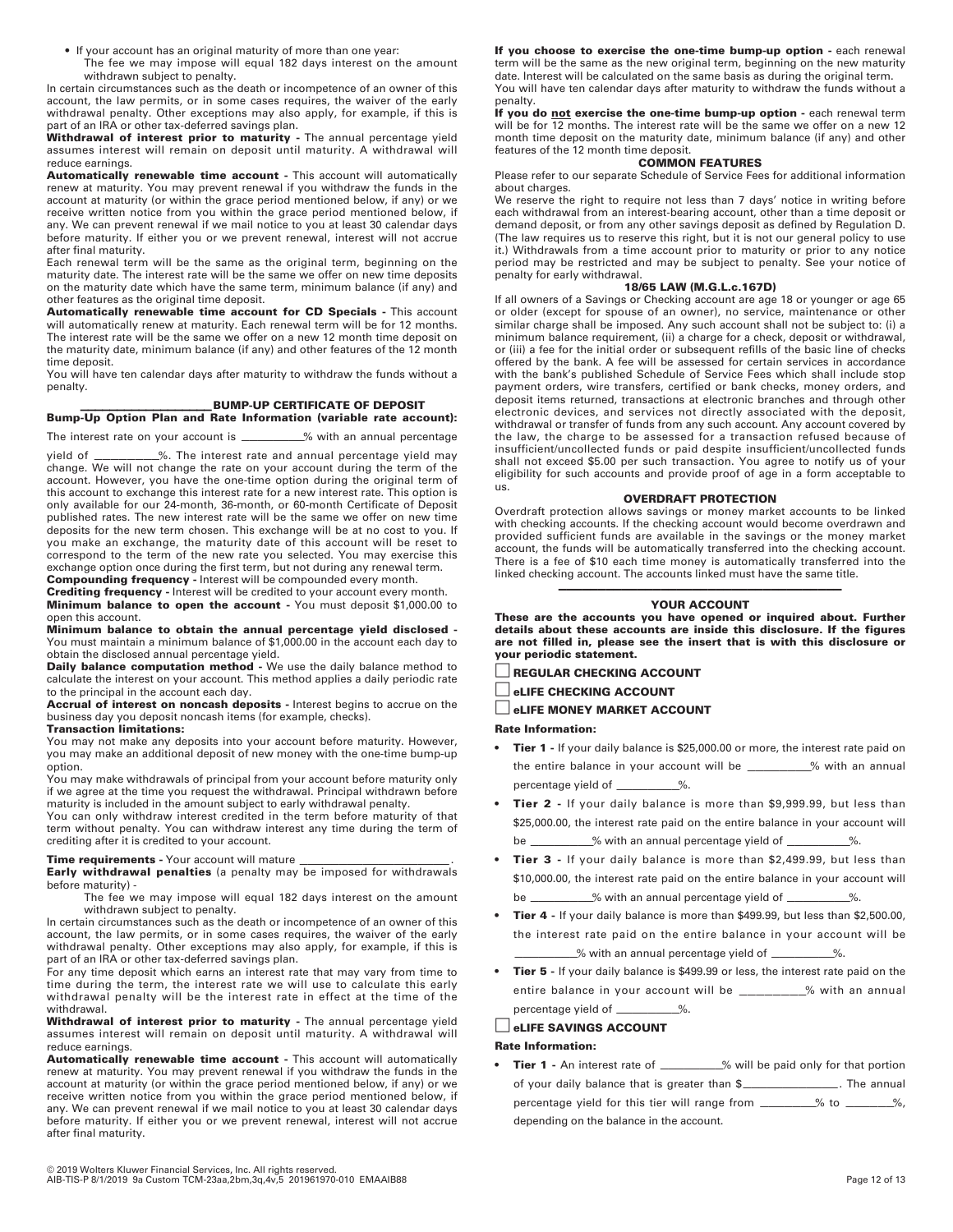- If your account has an original maturity of more than one year:
  The fee we may impose will equal 182 days interest on the amount withdrawn subject to penalty.

In certain circumstances such as the death or incompetence of an owner of this account, the law permits, or in some cases requires, the waiver of the early withdrawal penalty. Other exceptions may also apply, for example, if this is part of an IRA or other tax-deferred savings plan.

**Withdrawal of interest prior to maturity -** The annual percentage yield assumes interest will remain on deposit until maturity. A withdrawal will reduce earnings.

**Automatically renewable time account -** This account will automatically renew at maturity. You may prevent renewal if you withdraw the funds in the account at maturity (or within the grace period mentioned below, if any) or we receive written notice from you within the grace period mentioned below, if any. We can prevent renewal if we mail notice to you at least 30 calendar days before maturity. If either you or we prevent renewal, interest will not accrue after final maturity.

Each renewal term will be the same as the original term, beginning on the maturity date. The interest rate will be the same we offer on new time deposits on the maturity date which have the same term, minimum balance (if any) and other features as the original time deposit.

**Automatically renewable time account for CD Specials -** This account will automatically renew at maturity. Each renewal term will be for 12 months. The interest rate will be the same we offer on a new 12 month time deposit on the maturity date, minimum balance (if any) and other features of the 12 month time deposit.

You will have ten calendar days after maturity to withdraw the funds without a penalty.

### ____________ BUMP-UP CERTIFICATE OF DEPOSIT

**Bump-Up Option Plan and Rate Information (variable rate account):**

The interest rate on your account is ________% with an annual percentage yield of ________%. The interest rate and annual percentage yield may change. We will not change the rate on your account during the term of the account. However, you have the one-time option during the original term of this account to exchange this interest rate for a new interest rate. This option is only available for our 24-month, 36-month, or 60-month Certificate of Deposit published rates. The new interest rate will be the same we offer on new time deposits for the new term chosen. This exchange will be at no cost to you. If you make an exchange, the maturity date of this account will be reset to correspond to the term of the new rate you selected. You may exercise this exchange option once during the first term, but not during any renewal term.

**Compounding frequency -** Interest will be compounded every month.

**Crediting frequency -** Interest will be credited to your account every month.

**Minimum balance to open the account -** You must deposit $1,000.00 to open this account.

**Minimum balance to obtain the annual percentage yield disclosed -** You must maintain a minimum balance of $1,000.00 in the account each day to obtain the disclosed annual percentage yield.

**Daily balance computation method -** We use the daily balance method to calculate the interest on your account. This method applies a daily periodic rate to the principal in the account each day.

**Accrual of interest on noncash deposits -** Interest begins to accrue on the business day you deposit noncash items (for example, checks).

**Transaction limitations:**

You may not make any deposits into your account before maturity. However, you may make an additional deposit of new money with the one-time bump-up option.

You may make withdrawals of principal from your account before maturity only if we agree at the time you request the withdrawal. Principal withdrawn before maturity is included in the amount subject to early withdrawal penalty.

You can only withdraw interest credited in the term before maturity of that term without penalty. You can withdraw interest any time during the term of crediting after it is credited to your account.

**Time requirements -** Your account will mature ____________________.

**Early withdrawal penalties** (a penalty may be imposed for withdrawals before maturity) -

The fee we may impose will equal 182 days interest on the amount withdrawn subject to penalty.

In certain circumstances such as the death or incompetence of an owner of this account, the law permits, or in some cases requires, the waiver of the early withdrawal penalty. Other exceptions may also apply, for example, if this is part of an IRA or other tax-deferred savings plan.

For any time deposit which earns an interest rate that may vary from time to time during the term, the interest rate we will use to calculate this early withdrawal penalty will be the interest rate in effect at the time of the withdrawal.

**Withdrawal of interest prior to maturity -** The annual percentage yield assumes interest will remain on deposit until maturity. A withdrawal will reduce earnings.

**Automatically renewable time account -** This account will automatically renew at maturity. You may prevent renewal if you withdraw the funds in the account at maturity (or within the grace period mentioned below, if any) or we receive written notice from you within the grace period mentioned below, if any. We can prevent renewal if we mail notice to you at least 30 calendar days before maturity. If either you or we prevent renewal, interest will not accrue after final maturity.

**If you choose to exercise the one-time bump-up option -** each renewal term will be the same as the new original term, beginning on the new maturity date. Interest will be calculated on the same basis as during the original term.

You will have ten calendar days after maturity to withdraw the funds without a penalty.

**If you do not exercise the one-time bump-up option -** each renewal term will be for 12 months. The interest rate will be the same we offer on a new 12 month time deposit on the maturity date, minimum balance (if any) and other features of the 12 month time deposit.

### COMMON FEATURES

Please refer to our separate Schedule of Service Fees for additional information about charges.

We reserve the right to require not less than 7 days' notice in writing before each withdrawal from an interest-bearing account, other than a time deposit or demand deposit, or from any other savings deposit as defined by Regulation D. (The law requires us to reserve this right, but it is not our general policy to use it.) Withdrawals from a time account prior to maturity or prior to any notice period may be restricted and may be subject to penalty. See your notice of penalty for early withdrawal.

### 18/65 LAW (M.G.L.c.167D)

If all owners of a Savings or Checking account are age 18 or younger or age 65 or older (except for spouse of an owner), no service, maintenance or other similar charge shall be imposed. Any such account shall not be subject to: (i) a minimum balance requirement, (ii) a charge for a check, deposit or withdrawal, or (iii) a fee for the initial order or subsequent refills of the basic line of checks offered by the bank. A fee will be assessed for certain services in accordance with the bank's published Schedule of Service Fees which shall include stop payment orders, wire transfers, certified or bank checks, money orders, and deposit items returned, transactions at electronic branches and through other electronic devices, and services not directly associated with the deposit, withdrawal or transfer of funds from any such account. Any account covered by the law, the charge to be assessed for a transaction refused because of insufficient/uncollected funds or paid despite insufficient/uncollected funds shall not exceed $5.00 per such transaction. You agree to notify us of your eligibility for such accounts and provide proof of age in a form acceptable to us.

### OVERDRAFT PROTECTION

Overdraft protection allows savings or money market accounts to be linked with checking accounts. If the checking account would become overdrawn and provided sufficient funds are available in the savings or the money market account, the funds will be automatically transferred into the checking account. There is a fee of $10 each time money is automatically transferred into the linked checking account. The accounts linked must have the same title.

---

### YOUR ACCOUNT

**These are the accounts you have opened or inquired about. Further details about these accounts are inside this disclosure. If the figures are not filled in, please see the insert that is with this disclosure or your periodic statement.**

☐ **REGULAR CHECKING ACCOUNT**

☐ **eLIFE CHECKING ACCOUNT**

☐ **eLIFE MONEY MARKET ACCOUNT**

**Rate Information:**

- **Tier 1 -** If your daily balance is $25,000.00 or more, the interest rate paid on the entire balance in your account will be ________% with an annual percentage yield of ________%.
- **Tier 2 -** If your daily balance is more than $9,999.99, but less than $25,000.00, the interest rate paid on the entire balance in your account will be ________% with an annual percentage yield of ________%.
- **Tier 3 -** If your daily balance is more than $2,499.99, but less than $10,000.00, the interest rate paid on the entire balance in your account will be ________% with an annual percentage yield of ________%.
- **Tier 4 -** If your daily balance is more than $499.99, but less than $2,500.00, the interest rate paid on the entire balance in your account will be ________% with an annual percentage yield of ________%.
- **Tier 5 -** If your daily balance is $499.99 or less, the interest rate paid on the entire balance in your account will be ________% with an annual percentage yield of ________%.

☐ **eLIFE SAVINGS ACCOUNT**

**Rate Information:**

- **Tier 1 -** An interest rate of ________% will be paid only for that portion of your daily balance that is greater than $____________. The annual percentage yield for this tier will range from ________% to ________%, depending on the balance in the account.

© 2019 Wolters Kluwer Financial Services, Inc. All rights reserved.
AIB-TIS-P 8/1/2019 9a Custom TCM-23aa,2bm,3q,4v,5 201961970-010 EMAAIB88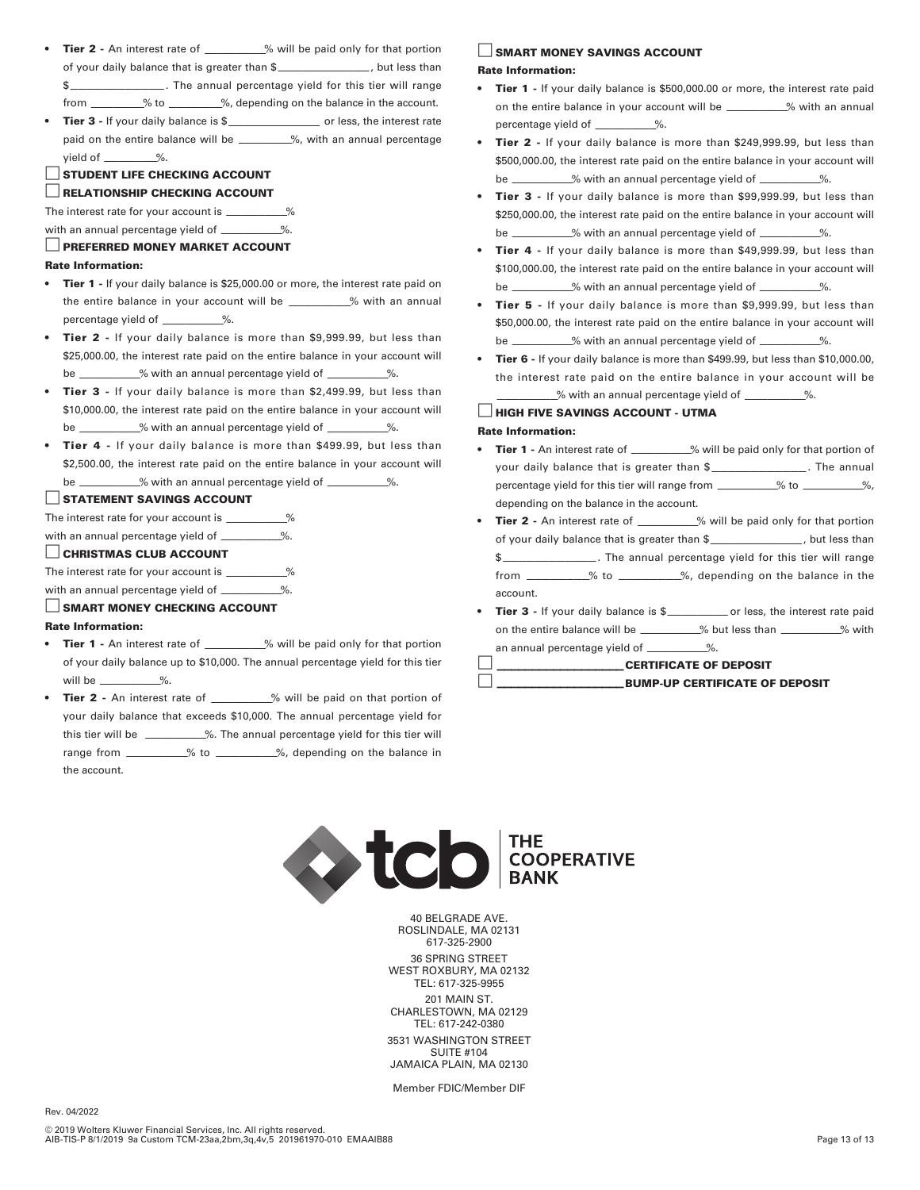- **Tier 2 -** An interest rate of __________% will be paid only for that portion of your daily balance that is greater than $_______________, but less than $_______________. The annual percentage yield for this tier will range from _________% to _________%, depending on the balance in the account.
- **Tier 3 -** If your daily balance is $_______________ or less, the interest rate paid on the entire balance will be _________%, with an annual percentage yield of _________%.

☐ **STUDENT LIFE CHECKING ACCOUNT**

☐ **RELATIONSHIP CHECKING ACCOUNT**

The interest rate for your account is __________%
with an annual percentage yield of __________%.

☐ **PREFERRED MONEY MARKET ACCOUNT**

**Rate Information:**

- **Tier 1 -** If your daily balance is $25,000.00 or more, the interest rate paid on the entire balance in your account will be __________% with an annual percentage yield of __________%.
- **Tier 2 -** If your daily balance is more than $9,999.99, but less than $25,000.00, the interest rate paid on the entire balance in your account will be __________% with an annual percentage yield of __________%.
- **Tier 3 -** If your daily balance is more than $2,499.99, but less than $10,000.00, the interest rate paid on the entire balance in your account will be __________% with an annual percentage yield of __________%.
- **Tier 4 -** If your daily balance is more than $499.99, but less than $2,500.00, the interest rate paid on the entire balance in your account will be __________% with an annual percentage yield of __________%.

☐ **STATEMENT SAVINGS ACCOUNT**

The interest rate for your account is __________%
with an annual percentage yield of __________%.

☐ **CHRISTMAS CLUB ACCOUNT**

The interest rate for your account is __________%
with an annual percentage yield of __________%.

☐ **SMART MONEY CHECKING ACCOUNT**

**Rate Information:**

- **Tier 1 -** An interest rate of __________% will be paid only for that portion of your daily balance up to $10,000. The annual percentage yield for this tier will be __________%.
- **Tier 2 -** An interest rate of __________% will be paid on that portion of your daily balance that exceeds $10,000. The annual percentage yield for this tier will be __________%. The annual percentage yield for this tier will range from __________% to __________%, depending on the balance in the account.

☐ **SMART MONEY SAVINGS ACCOUNT**

**Rate Information:**

- **Tier 1 -** If your daily balance is $500,000.00 or more, the interest rate paid on the entire balance in your account will be __________% with an annual percentage yield of __________%.
- **Tier 2 -** If your daily balance is more than $249,999.99, but less than $500,000.00, the interest rate paid on the entire balance in your account will be __________% with an annual percentage yield of __________%.
- **Tier 3 -** If your daily balance is more than $99,999.99, but less than $250,000.00, the interest rate paid on the entire balance in your account will be __________% with an annual percentage yield of __________%.
- **Tier 4 -** If your daily balance is more than $49,999.99, but less than $100,000.00, the interest rate paid on the entire balance in your account will be __________% with an annual percentage yield of __________%.
- **Tier 5 -** If your daily balance is more than $9,999.99, but less than $50,000.00, the interest rate paid on the entire balance in your account will be __________% with an annual percentage yield of __________%.
- **Tier 6 -** If your daily balance is more than $499.99, but less than $10,000.00, the interest rate paid on the entire balance in your account will be __________% with an annual percentage yield of __________%.

☐ **HIGH FIVE SAVINGS ACCOUNT - UTMA**

**Rate Information:**

- **Tier 1 -** An interest rate of __________% will be paid only for that portion of your daily balance that is greater than $_______________. The annual percentage yield for this tier will range from __________% to __________%, depending on the balance in the account.
- **Tier 2 -** An interest rate of __________% will be paid only for that portion of your daily balance that is greater than $_______________, but less than $_______________. The annual percentage yield for this tier will range from __________% to __________%, depending on the balance in the account.
- **Tier 3 -** If your daily balance is $__________ or less, the interest rate paid on the entire balance will be __________% but less than __________% with an annual percentage yield of __________%.

☐ ____________________**CERTIFICATE OF DEPOSIT**

☐ ____________________**BUMP-UP CERTIFICATE OF DEPOSIT**

tcb | THE COOPERATIVE BANK

40 BELGRADE AVE.
ROSLINDALE, MA 02131
617-325-2900

36 SPRING STREET
WEST ROXBURY, MA 02132
TEL: 617-325-9955

201 MAIN ST.
CHARLESTOWN, MA 02129
TEL: 617-242-0380

3531 WASHINGTON STREET
SUITE #104
JAMAICA PLAIN, MA 02130

Member FDIC/Member DIF

Rev. 04/2022

© 2019 Wolters Kluwer Financial Services, Inc. All rights reserved.
AIB-TIS-P 8/1/2019 9a Custom TCM-23aa,2bm,3q,4v,5 201961970-010 EMAAIB88